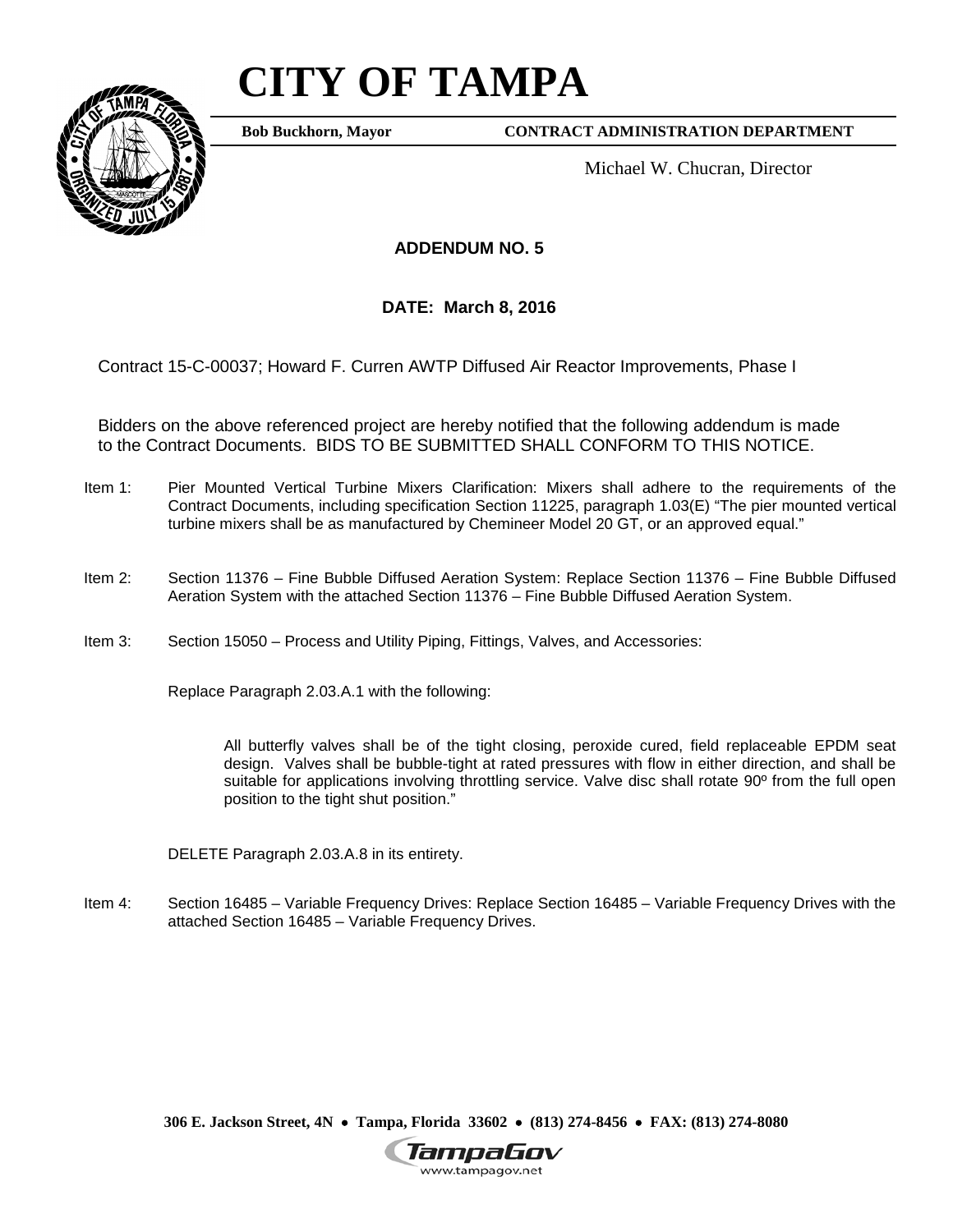# CITY OF TAMPA

**Bob Buckhorn, Mayor** **CONTRACT ADMINISTRATION DEPARTMENT**

Michael W. Chucran, Director

**ADDENDUM NO. 5**

**DATE: March 8, 2016**

Contract 15-C-00037; Howard F. Curren AWTP Diffused Air Reactor Improvements, Phase I

Bidders on the above referenced project are hereby notified that the following addendum is made to the Contract Documents. BIDS TO BE SUBMITTED SHALL CONFORM TO THIS NOTICE.

Item 1: Pier Mounted Vertical Turbine Mixers Clarification: Mixers shall adhere to the requirements of the Contract Documents, including specification Section 11225, paragraph 1.03(E) "The pier mounted vertical turbine mixers shall be as manufactured by Chemineer Model 20 GT, or an approved equal."

Item 2: Section 11376 – Fine Bubble Diffused Aeration System: Replace Section 11376 – Fine Bubble Diffused Aeration System with the attached Section 11376 – Fine Bubble Diffused Aeration System.

Item 3: Section 15050 – Process and Utility Piping, Fittings, Valves, and Accessories:

Replace Paragraph 2.03.A.1 with the following:

> All butterfly valves shall be of the tight closing, peroxide cured, field replaceable EPDM seat design. Valves shall be bubble-tight at rated pressures with flow in either direction, and shall be suitable for applications involving throttling service. Valve disc shall rotate 90º from the full open position to the tight shut position."

DELETE Paragraph 2.03.A.8 in its entirety.

Item 4: Section 16485 – Variable Frequency Drives: Replace Section 16485 – Variable Frequency Drives with the attached Section 16485 – Variable Frequency Drives.

**306 E. Jackson Street, 4N • Tampa, Florida 33602 • (813) 274-8456 • FAX: (813) 274-8080**

TampaGov
www.tampagov.net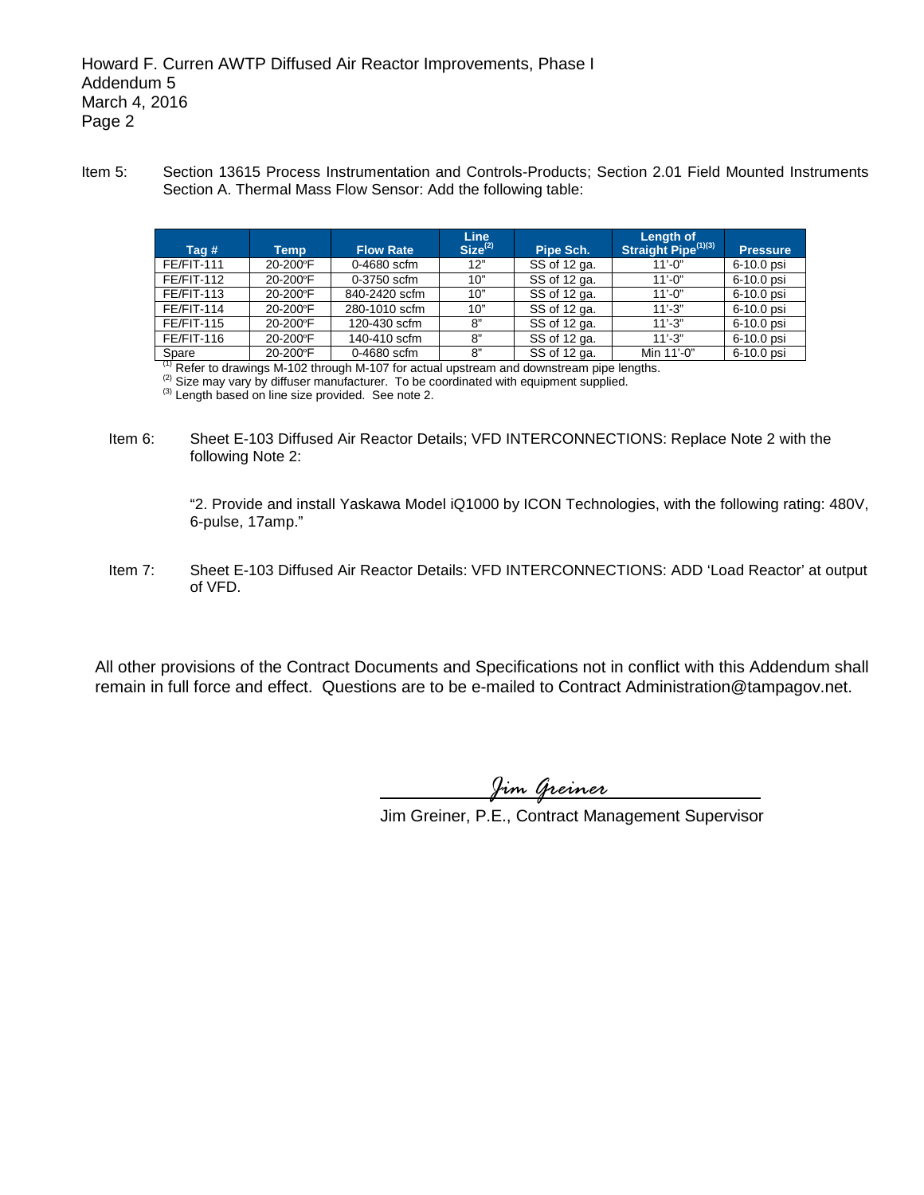Item 5: Section 13615 Process Instrumentation and Controls-Products; Section 2.01 Field Mounted Instruments Section A. Thermal Mass Flow Sensor: Add the following table:

| Tag # | Temp | Flow Rate | Line Size[(2)] | Pipe Sch. | Length of Straight Pipe[(1)(3)] | Pressure |
|---|---|---|---|---|---|---|
| FE/FIT-111 | 20-200ºF | 0-4680 scfm | 12" | SS of 12 ga. | 11'-0" | 6-10.0 psi |
| FE/FIT-112 | 20-200ºF | 0-3750 scfm | 10" | SS of 12 ga. | 11'-0" | 6-10.0 psi |
| FE/FIT-113 | 20-200ºF | 840-2420 scfm | 10" | SS of 12 ga. | 11'-0" | 6-10.0 psi |
| FE/FIT-114 | 20-200ºF | 280-1010 scfm | 10" | SS of 12 ga. | 11'-3" | 6-10.0 psi |
| FE/FIT-115 | 20-200ºF | 120-430 scfm | 8" | SS of 12 ga. | 11'-3" | 6-10.0 psi |
| FE/FIT-116 | 20-200ºF | 140-410 scfm | 8" | SS of 12 ga. | 11'-3" | 6-10.0 psi |
| Spare | 20-200ºF | 0-4680 scfm | 8" | SS of 12 ga. | Min 11'-0" | 6-10.0 psi |

(1) Refer to drawings M-102 through M-107 for actual upstream and downstream pipe lengths.
(2) Size may vary by diffuser manufacturer. To be coordinated with equipment supplied.
(3) Length based on line size provided. See note 2.

Item 6: Sheet E-103 Diffused Air Reactor Details; VFD INTERCONNECTIONS: Replace Note 2 with the following Note 2:

"2. Provide and install Yaskawa Model iQ1000 by ICON Technologies, with the following rating: 480V, 6-pulse, 17amp."

Item 7: Sheet E-103 Diffused Air Reactor Details: VFD INTERCONNECTIONS: ADD 'Load Reactor' at output of VFD.

All other provisions of the Contract Documents and Specifications not in conflict with this Addendum shall remain in full force and effect. Questions are to be e-mailed to Contract Administration@tampagov.net.

*Jim Greiner*

Jim Greiner, P.E., Contract Management Supervisor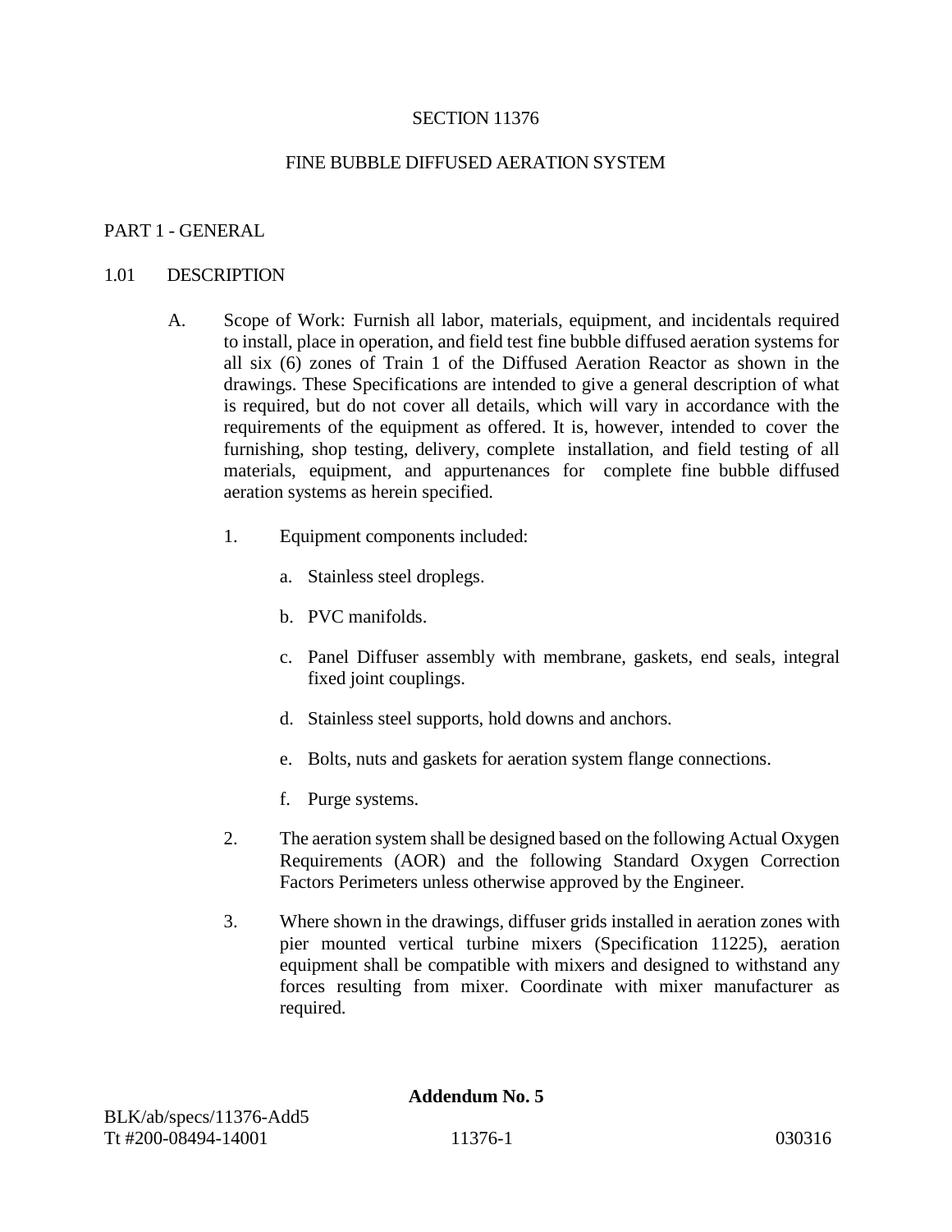SECTION 11376

FINE BUBBLE DIFFUSED AERATION SYSTEM

## PART 1 - GENERAL

### 1.01 DESCRIPTION

A. Scope of Work: Furnish all labor, materials, equipment, and incidentals required to install, place in operation, and field test fine bubble diffused aeration systems for all six (6) zones of Train 1 of the Diffused Aeration Reactor as shown in the drawings. These Specifications are intended to give a general description of what is required, but do not cover all details, which will vary in accordance with the requirements of the equipment as offered. It is, however, intended to cover the furnishing, shop testing, delivery, complete installation, and field testing of all materials, equipment, and appurtenances for complete fine bubble diffused aeration systems as herein specified.

1. Equipment components included:

   a. Stainless steel droplegs.

   b. PVC manifolds.

   c. Panel Diffuser assembly with membrane, gaskets, end seals, integral fixed joint couplings.

   d. Stainless steel supports, hold downs and anchors.

   e. Bolts, nuts and gaskets for aeration system flange connections.

   f. Purge systems.

2. The aeration system shall be designed based on the following Actual Oxygen Requirements (AOR) and the following Standard Oxygen Correction Factors Perimeters unless otherwise approved by the Engineer.

3. Where shown in the drawings, diffuser grids installed in aeration zones with pier mounted vertical turbine mixers (Specification 11225), aeration equipment shall be compatible with mixers and designed to withstand any forces resulting from mixer. Coordinate with mixer manufacturer as required.

**Addendum No. 5**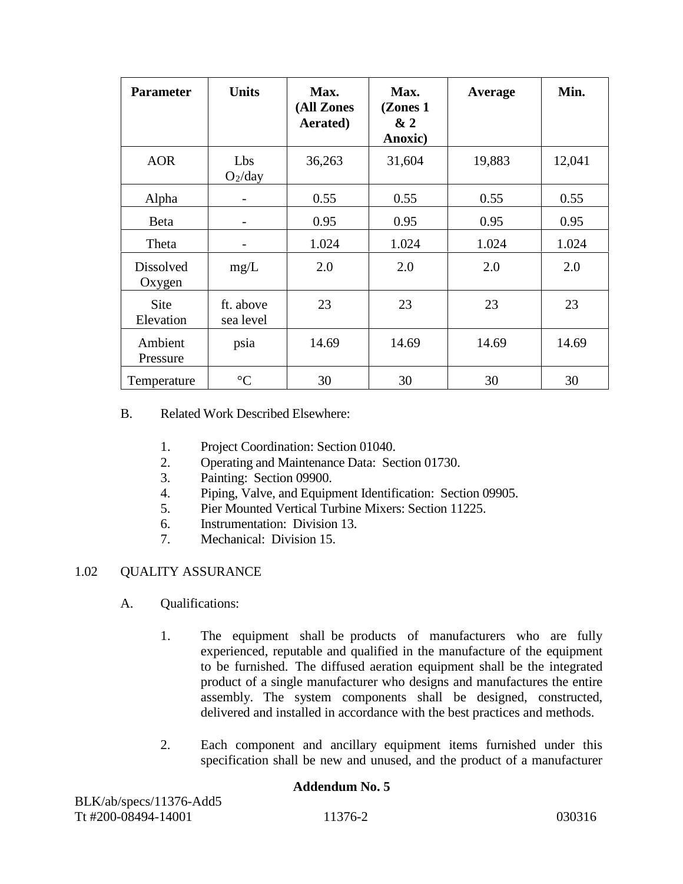| Parameter | Units | Max. (All Zones Aerated) | Max. (Zones 1 & 2 Anoxic) | Average | Min. |
|---|---|---|---|---|---|
| AOR | Lbs $O_2$/day | 36,263 | 31,604 | 19,883 | 12,041 |
| Alpha | - | 0.55 | 0.55 | 0.55 | 0.55 |
| Beta | - | 0.95 | 0.95 | 0.95 | 0.95 |
| Theta | - | 1.024 | 1.024 | 1.024 | 1.024 |
| Dissolved Oxygen | mg/L | 2.0 | 2.0 | 2.0 | 2.0 |
| Site Elevation | ft. above sea level | 23 | 23 | 23 | 23 |
| Ambient Pressure | psia | 14.69 | 14.69 | 14.69 | 14.69 |
| Temperature | °C | 30 | 30 | 30 | 30 |

B. Related Work Described Elsewhere:

1. Project Coordination: Section 01040.
2. Operating and Maintenance Data: Section 01730.
3. Painting: Section 09900.
4. Piping, Valve, and Equipment Identification: Section 09905.
5. Pier Mounted Vertical Turbine Mixers: Section 11225.
6. Instrumentation: Division 13.
7. Mechanical: Division 15.

1.02 QUALITY ASSURANCE

A. Qualifications:

1. The equipment shall be products of manufacturers who are fully experienced, reputable and qualified in the manufacture of the equipment to be furnished. The diffused aeration equipment shall be the integrated product of a single manufacturer who designs and manufactures the entire assembly. The system components shall be designed, constructed, delivered and installed in accordance with the best practices and methods.

2. Each component and ancillary equipment items furnished under this specification shall be new and unused, and the product of a manufacturer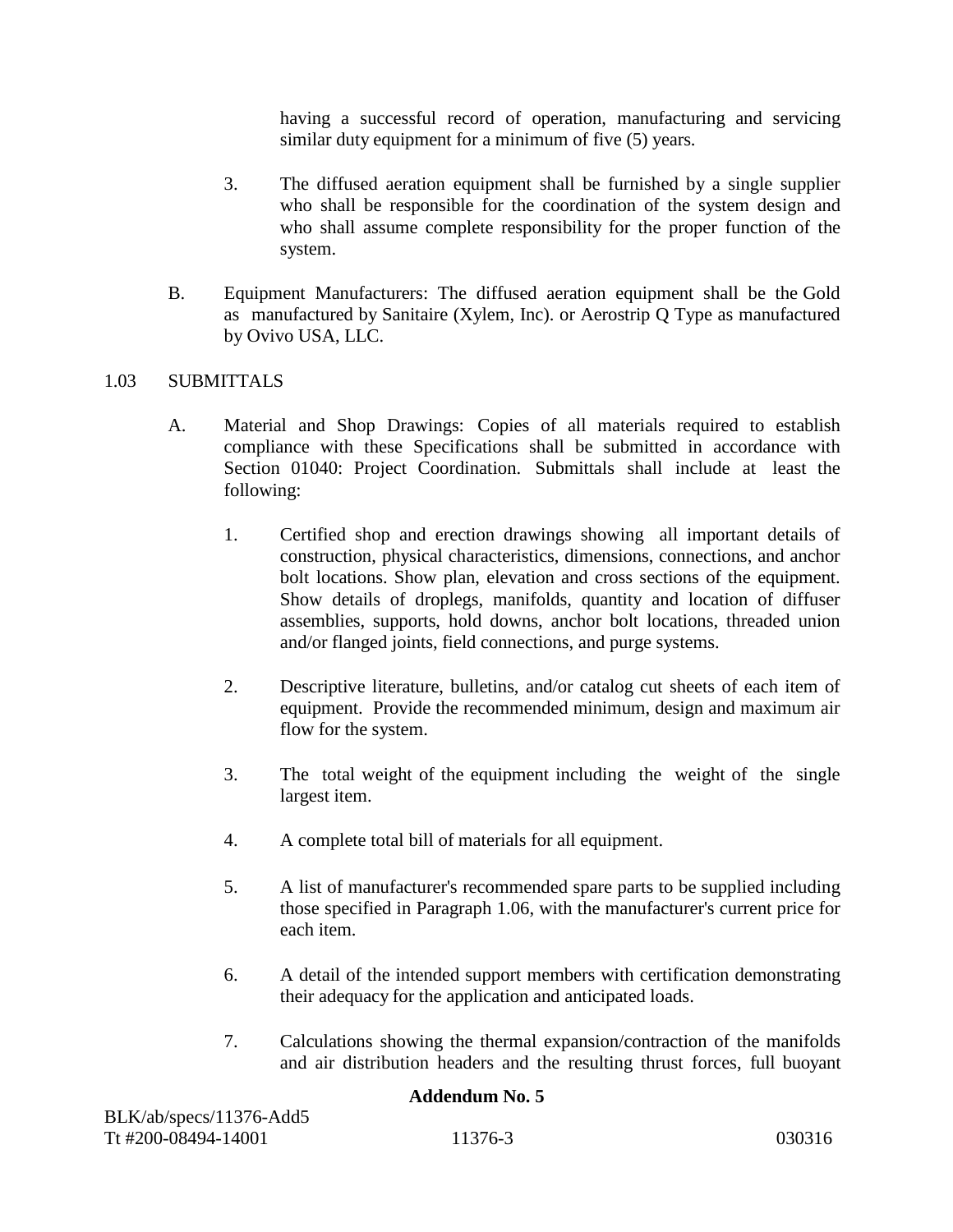having a successful record of operation, manufacturing and servicing similar duty equipment for a minimum of five (5) years.

3. The diffused aeration equipment shall be furnished by a single supplier who shall be responsible for the coordination of the system design and who shall assume complete responsibility for the proper function of the system.

B. Equipment Manufacturers: The diffused aeration equipment shall be the Gold as manufactured by Sanitaire (Xylem, Inc). or Aerostrip Q Type as manufactured by Ovivo USA, LLC.

## 1.03 SUBMITTALS

A. Material and Shop Drawings: Copies of all materials required to establish compliance with these Specifications shall be submitted in accordance with Section 01040: Project Coordination. Submittals shall include at least the following:

1. Certified shop and erection drawings showing all important details of construction, physical characteristics, dimensions, connections, and anchor bolt locations. Show plan, elevation and cross sections of the equipment. Show details of droplegs, manifolds, quantity and location of diffuser assemblies, supports, hold downs, anchor bolt locations, threaded union and/or flanged joints, field connections, and purge systems.

2. Descriptive literature, bulletins, and/or catalog cut sheets of each item of equipment. Provide the recommended minimum, design and maximum air flow for the system.

3. The total weight of the equipment including the weight of the single largest item.

4. A complete total bill of materials for all equipment.

5. A list of manufacturer's recommended spare parts to be supplied including those specified in Paragraph 1.06, with the manufacturer's current price for each item.

6. A detail of the intended support members with certification demonstrating their adequacy for the application and anticipated loads.

7. Calculations showing the thermal expansion/contraction of the manifolds and air distribution headers and the resulting thrust forces, full buoyant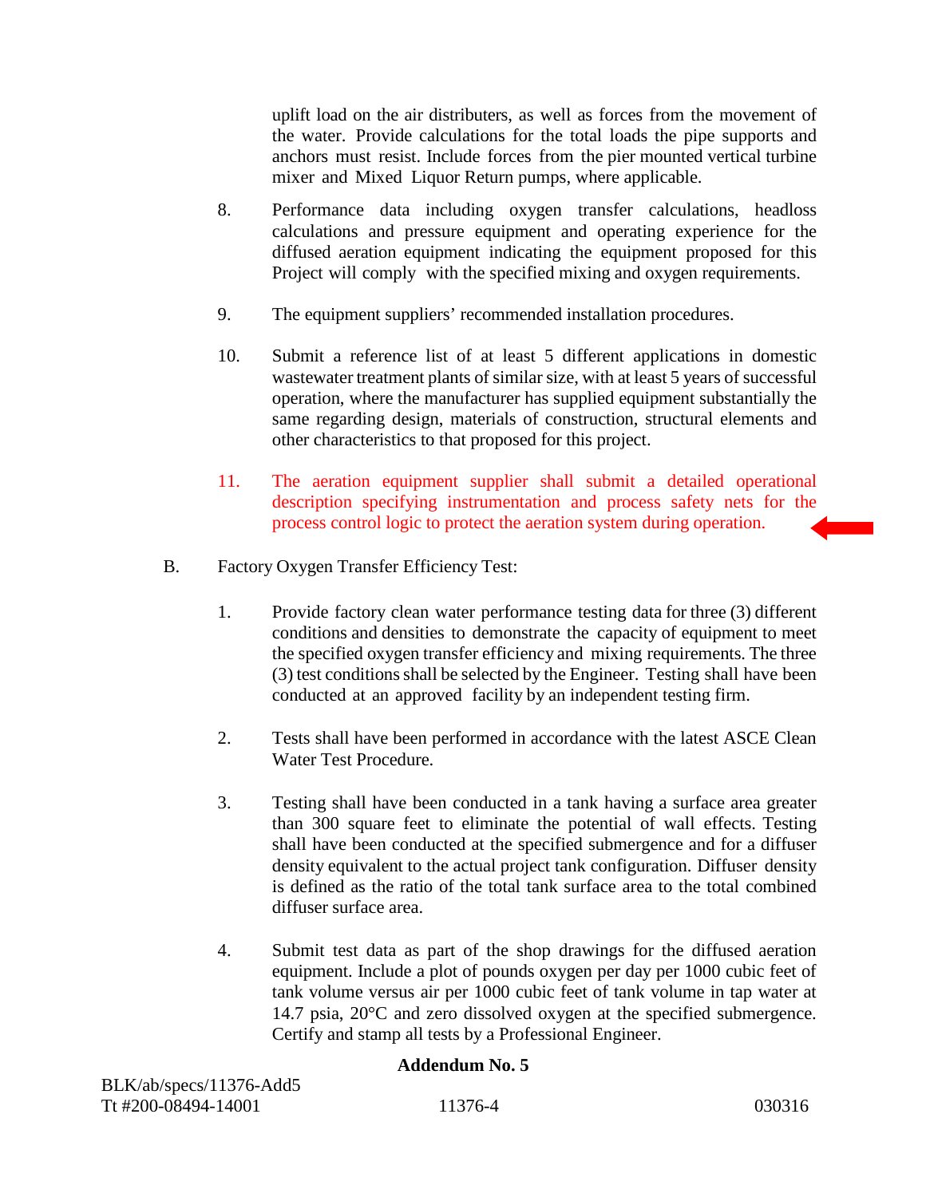uplift load on the air distributers, as well as forces from the movement of the water. Provide calculations for the total loads the pipe supports and anchors must resist. Include forces from the pier mounted vertical turbine mixer and Mixed Liquor Return pumps, where applicable.

8. Performance data including oxygen transfer calculations, headloss calculations and pressure equipment and operating experience for the diffused aeration equipment indicating the equipment proposed for this Project will comply with the specified mixing and oxygen requirements.

9. The equipment suppliers' recommended installation procedures.

10. Submit a reference list of at least 5 different applications in domestic wastewater treatment plants of similar size, with at least 5 years of successful operation, where the manufacturer has supplied equipment substantially the same regarding design, materials of construction, structural elements and other characteristics to that proposed for this project.

11. The aeration equipment supplier shall submit a detailed operational description specifying instrumentation and process safety nets for the process control logic to protect the aeration system during operation.

B. Factory Oxygen Transfer Efficiency Test:

1. Provide factory clean water performance testing data for three (3) different conditions and densities to demonstrate the capacity of equipment to meet the specified oxygen transfer efficiency and mixing requirements. The three (3) test conditions shall be selected by the Engineer. Testing shall have been conducted at an approved facility by an independent testing firm.

2. Tests shall have been performed in accordance with the latest ASCE Clean Water Test Procedure.

3. Testing shall have been conducted in a tank having a surface area greater than 300 square feet to eliminate the potential of wall effects. Testing shall have been conducted at the specified submergence and for a diffuser density equivalent to the actual project tank configuration. Diffuser density is defined as the ratio of the total tank surface area to the total combined diffuser surface area.

4. Submit test data as part of the shop drawings for the diffused aeration equipment. Include a plot of pounds oxygen per day per 1000 cubic feet of tank volume versus air per 1000 cubic feet of tank volume in tap water at 14.7 psia, 20°C and zero dissolved oxygen at the specified submergence. Certify and stamp all tests by a Professional Engineer.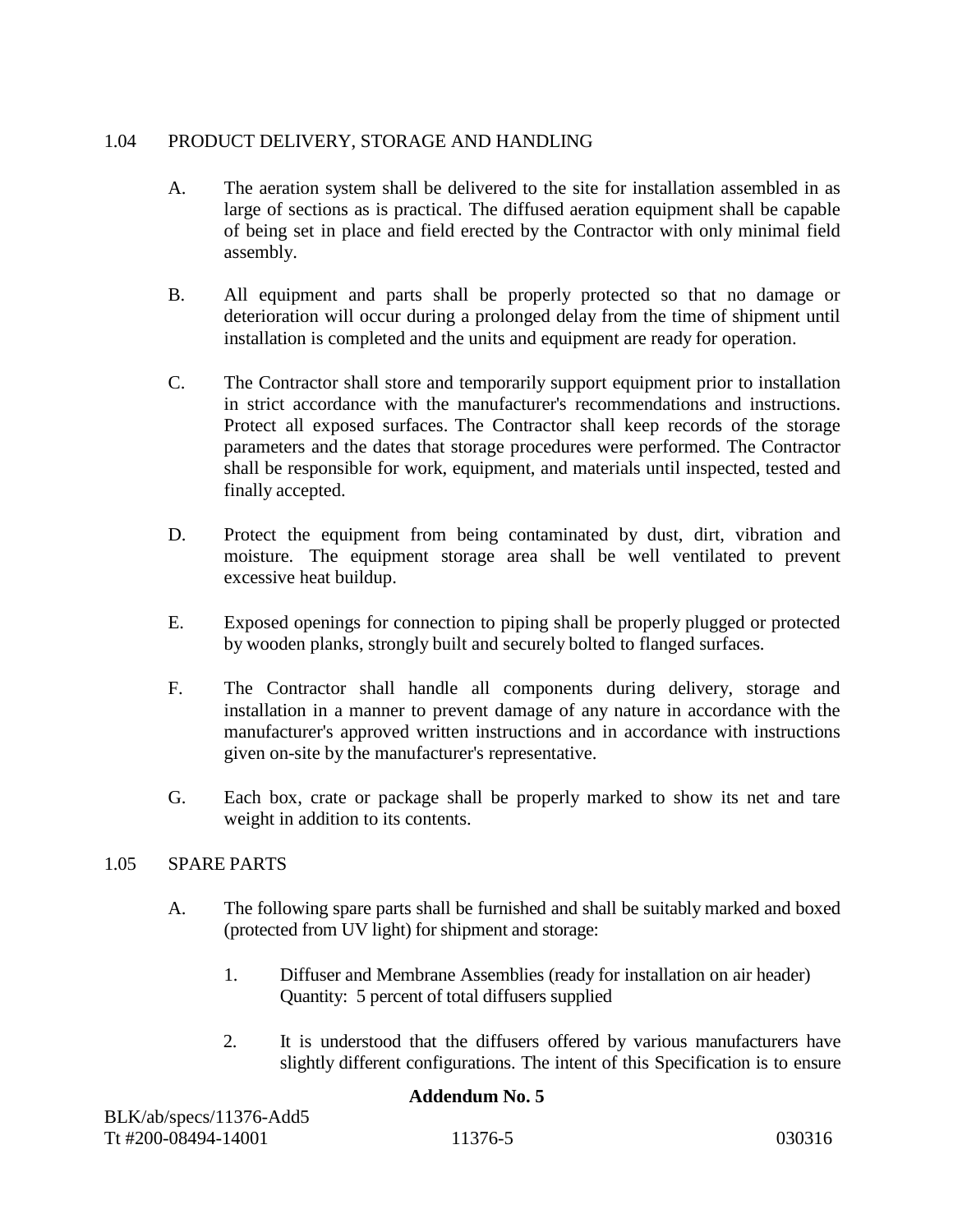## 1.04 PRODUCT DELIVERY, STORAGE AND HANDLING

A. The aeration system shall be delivered to the site for installation assembled in as large of sections as is practical. The diffused aeration equipment shall be capable of being set in place and field erected by the Contractor with only minimal field assembly.

B. All equipment and parts shall be properly protected so that no damage or deterioration will occur during a prolonged delay from the time of shipment until installation is completed and the units and equipment are ready for operation.

C. The Contractor shall store and temporarily support equipment prior to installation in strict accordance with the manufacturer's recommendations and instructions. Protect all exposed surfaces. The Contractor shall keep records of the storage parameters and the dates that storage procedures were performed. The Contractor shall be responsible for work, equipment, and materials until inspected, tested and finally accepted.

D. Protect the equipment from being contaminated by dust, dirt, vibration and moisture. The equipment storage area shall be well ventilated to prevent excessive heat buildup.

E. Exposed openings for connection to piping shall be properly plugged or protected by wooden planks, strongly built and securely bolted to flanged surfaces.

F. The Contractor shall handle all components during delivery, storage and installation in a manner to prevent damage of any nature in accordance with the manufacturer's approved written instructions and in accordance with instructions given on-site by the manufacturer's representative.

G. Each box, crate or package shall be properly marked to show its net and tare weight in addition to its contents.

## 1.05 SPARE PARTS

A. The following spare parts shall be furnished and shall be suitably marked and boxed (protected from UV light) for shipment and storage:

1. Diffuser and Membrane Assemblies (ready for installation on air header) Quantity: 5 percent of total diffusers supplied

2. It is understood that the diffusers offered by various manufacturers have slightly different configurations. The intent of this Specification is to ensure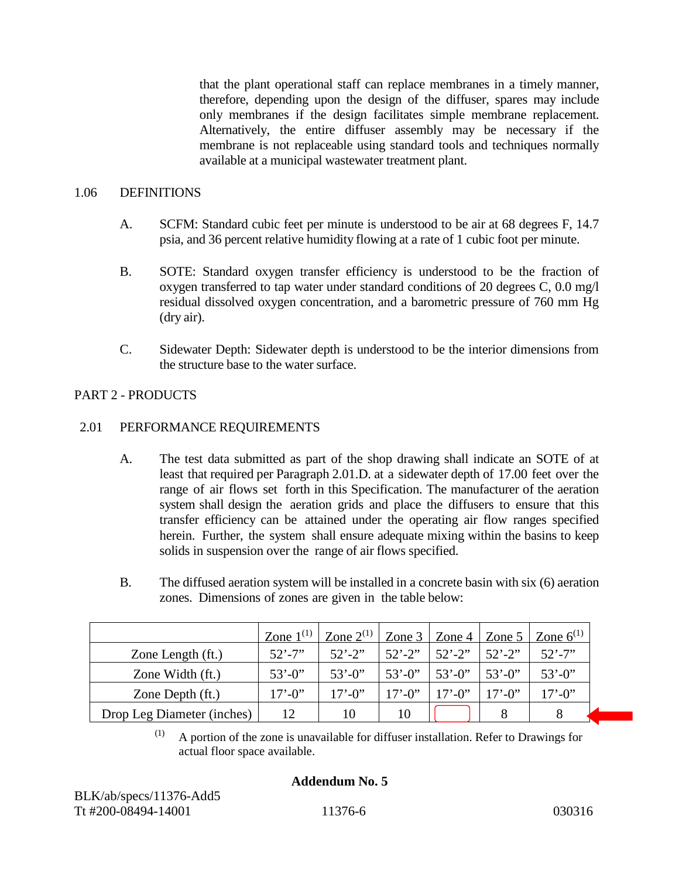that the plant operational staff can replace membranes in a timely manner, therefore, depending upon the design of the diffuser, spares may include only membranes if the design facilitates simple membrane replacement. Alternatively, the entire diffuser assembly may be necessary if the membrane is not replaceable using standard tools and techniques normally available at a municipal wastewater treatment plant.

## 1.06 DEFINITIONS

A. SCFM: Standard cubic feet per minute is understood to be air at 68 degrees F, 14.7 psia, and 36 percent relative humidity flowing at a rate of 1 cubic foot per minute.

B. SOTE: Standard oxygen transfer efficiency is understood to be the fraction of oxygen transferred to tap water under standard conditions of 20 degrees C, 0.0 mg/l residual dissolved oxygen concentration, and a barometric pressure of 760 mm Hg (dry air).

C. Sidewater Depth: Sidewater depth is understood to be the interior dimensions from the structure base to the water surface.

# PART 2 - PRODUCTS

## 2.01 PERFORMANCE REQUIREMENTS

A. The test data submitted as part of the shop drawing shall indicate an SOTE of at least that required per Paragraph 2.01.D. at a sidewater depth of 17.00 feet over the range of air flows set forth in this Specification. The manufacturer of the aeration system shall design the aeration grids and place the diffusers to ensure that this transfer efficiency can be attained under the operating air flow ranges specified herein. Further, the system shall ensure adequate mixing within the basins to keep solids in suspension over the range of air flows specified.

B. The diffused aeration system will be installed in a concrete basin with six (6) aeration zones. Dimensions of zones are given in the table below:

| | Zone 1[(1)] | Zone 2[(1)] | Zone 3 | Zone 4 | Zone 5 | Zone 6[(1)] |
|---|---|---|---|---|---|---|
| Zone Length (ft.) | 52’-7” | 52’-2” | 52’-2” | 52’-2” | 52’-2” | 52’-7” |
| Zone Width (ft.) | 53’-0” | 53’-0” | 53’-0” | 53’-0” | 53’-0” | 53’-0” |
| Zone Depth (ft.) | 17’-0” | 17’-0” | 17’-0” | 17’-0” | 17’-0” | 17’-0” |
| Drop Leg Diameter (inches) | 12 | 10 | 10 | | 8 | 8 |

(1) A portion of the zone is unavailable for diffuser installation. Refer to Drawings for actual floor space available.

**Addendum No. 5**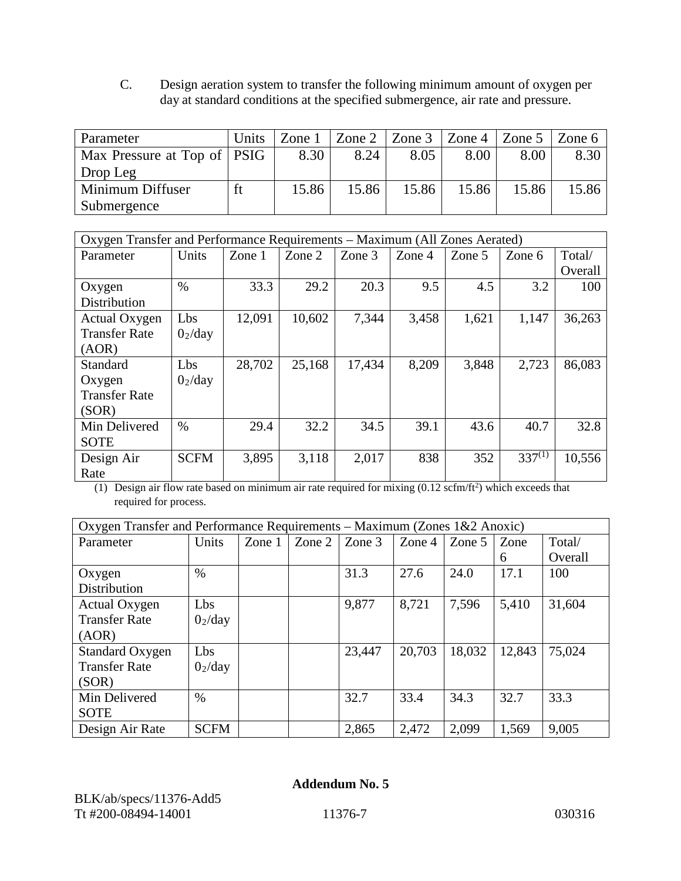C. Design aeration system to transfer the following minimum amount of oxygen per day at standard conditions at the specified submergence, air rate and pressure.

| Parameter | Units | Zone 1 | Zone 2 | Zone 3 | Zone 4 | Zone 5 | Zone 6 |
|---|---|---|---|---|---|---|---|
| Max Pressure at Top of Drop Leg | PSIG | 8.30 | 8.24 | 8.05 | 8.00 | 8.00 | 8.30 |
| Minimum Diffuser Submergence | ft | 15.86 | 15.86 | 15.86 | 15.86 | 15.86 | 15.86 |

| Oxygen Transfer and Performance Requirements – Maximum (All Zones Aerated) | | | | | | | | |
|---|---|---|---|---|---|---|---|---|
| Parameter | Units | Zone 1 | Zone 2 | Zone 3 | Zone 4 | Zone 5 | Zone 6 | Total/ Overall |
| Oxygen Distribution | % | 33.3 | 29.2 | 20.3 | 9.5 | 4.5 | 3.2 | 100 |
| Actual Oxygen Transfer Rate (AOR) | Lbs $0_2$/day | 12,091 | 10,602 | 7,344 | 3,458 | 1,621 | 1,147 | 36,263 |
| Standard Oxygen Transfer Rate (SOR) | Lbs $0_2$/day | 28,702 | 25,168 | 17,434 | 8,209 | 3,848 | 2,723 | 86,083 |
| Min Delivered SOTE | % | 29.4 | 32.2 | 34.5 | 39.1 | 43.6 | 40.7 | 32.8 |
| Design Air Rate | SCFM | 3,895 | 3,118 | 2,017 | 838 | 352 | 337(1) | 10,556 |

(1) Design air flow rate based on minimum air rate required for mixing (0.12 scfm/ft$^2$) which exceeds that required for process.

| Oxygen Transfer and Performance Requirements – Maximum (Zones 1&2 Anoxic) | | | | | | | | |
|---|---|---|---|---|---|---|---|---|
| Parameter | Units | Zone 1 | Zone 2 | Zone 3 | Zone 4 | Zone 5 | Zone 6 | Total/ Overall |
| Oxygen Distribution | % | | | 31.3 | 27.6 | 24.0 | 17.1 | 100 |
| Actual Oxygen Transfer Rate (AOR) | Lbs $0_2$/day | | | 9,877 | 8,721 | 7,596 | 5,410 | 31,604 |
| Standard Oxygen Transfer Rate (SOR) | Lbs $0_2$/day | | | 23,447 | 20,703 | 18,032 | 12,843 | 75,024 |
| Min Delivered SOTE | % | | | 32.7 | 33.4 | 34.3 | 32.7 | 33.3 |
| Design Air Rate | SCFM | | | 2,865 | 2,472 | 2,099 | 1,569 | 9,005 |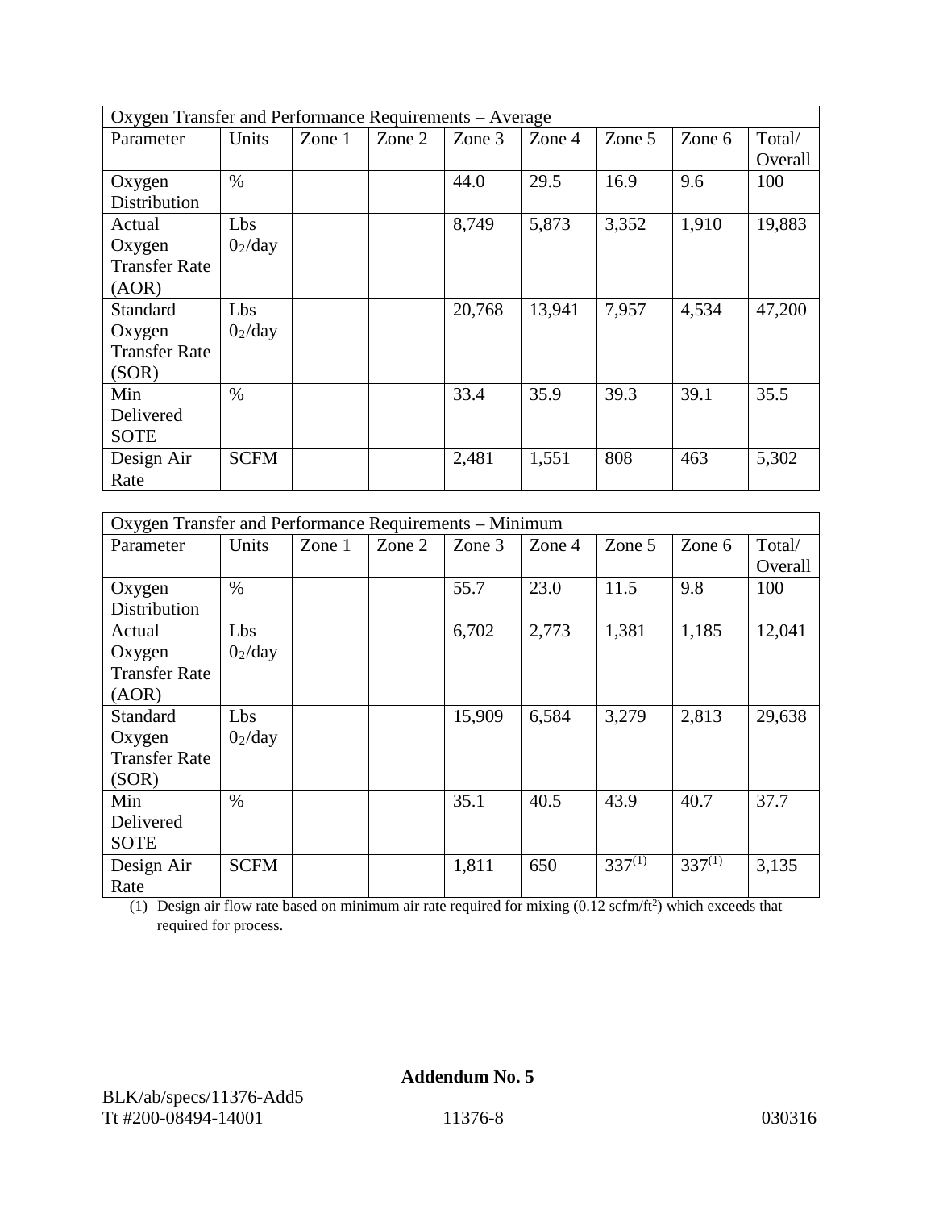| Oxygen Transfer and Performance Requirements – Average | | | | | | | | |
|---|---|---|---|---|---|---|---|---|
| Parameter | Units | Zone 1 | Zone 2 | Zone 3 | Zone 4 | Zone 5 | Zone 6 | Total/ Overall |
| Oxygen Distribution | % | | | 44.0 | 29.5 | 16.9 | 9.6 | 100 |
| Actual Oxygen Transfer Rate (AOR) | Lbs $0_2$/day | | | 8,749 | 5,873 | 3,352 | 1,910 | 19,883 |
| Standard Oxygen Transfer Rate (SOR) | Lbs $0_2$/day | | | 20,768 | 13,941 | 7,957 | 4,534 | 47,200 |
| Min Delivered SOTE | % | | | 33.4 | 35.9 | 39.3 | 39.1 | 35.5 |
| Design Air Rate | SCFM | | | 2,481 | 1,551 | 808 | 463 | 5,302 |

| Oxygen Transfer and Performance Requirements – Minimum | | | | | | | | |
|---|---|---|---|---|---|---|---|---|
| Parameter | Units | Zone 1 | Zone 2 | Zone 3 | Zone 4 | Zone 5 | Zone 6 | Total/ Overall |
| Oxygen Distribution | % | | | 55.7 | 23.0 | 11.5 | 9.8 | 100 |
| Actual Oxygen Transfer Rate (AOR) | Lbs $0_2$/day | | | 6,702 | 2,773 | 1,381 | 1,185 | 12,041 |
| Standard Oxygen Transfer Rate (SOR) | Lbs $0_2$/day | | | 15,909 | 6,584 | 3,279 | 2,813 | 29,638 |
| Min Delivered SOTE | % | | | 35.1 | 40.5 | 43.9 | 40.7 | 37.7 |
| Design Air Rate | SCFM | | | 1,811 | 650 | 337(1) | 337(1) | 3,135 |

(1) Design air flow rate based on minimum air rate required for mixing (0.12 scfm/ft$^2$) which exceeds that required for process.

**Addendum No. 5**

BLK/ab/specs/11376-Add5
Tt #200-08494-14001 11376-8 030316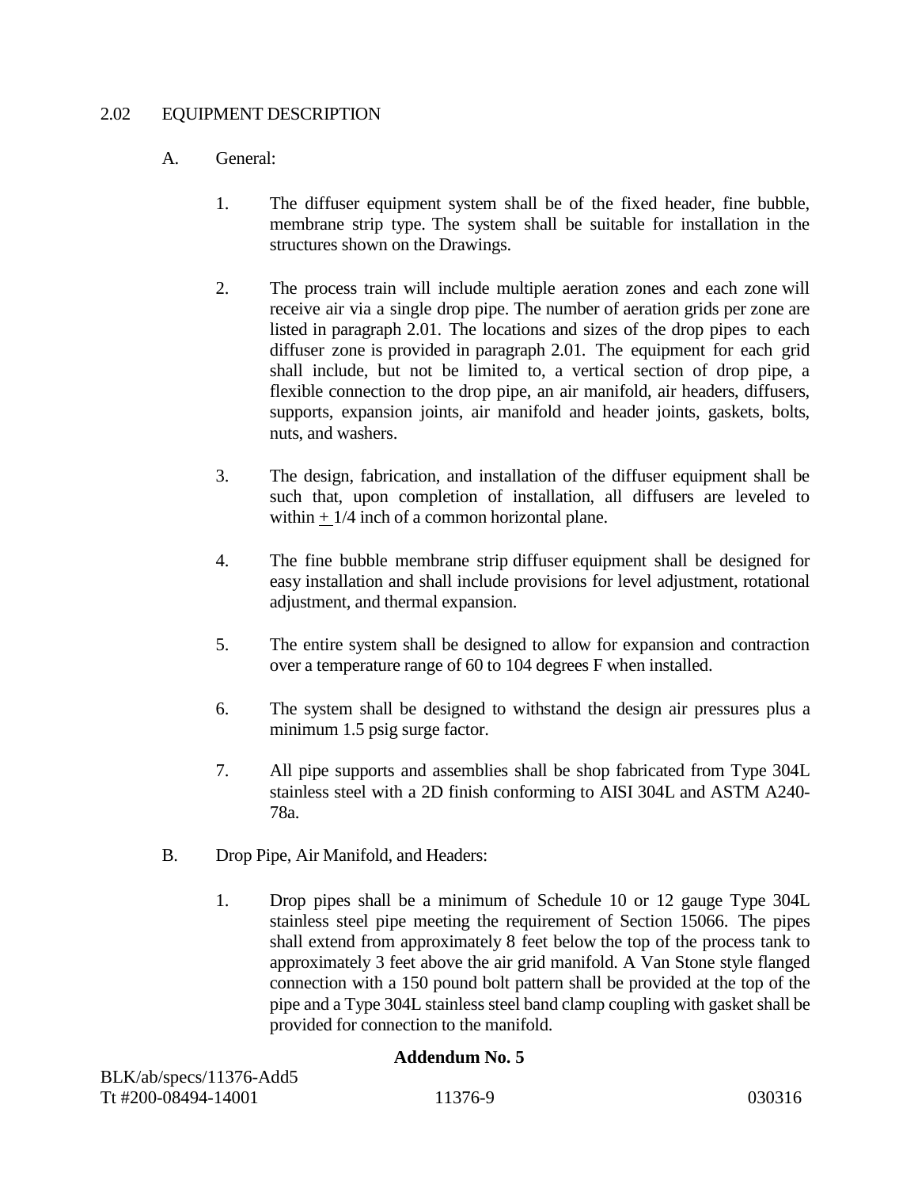## 2.02 EQUIPMENT DESCRIPTION

A. General:

1. The diffuser equipment system shall be of the fixed header, fine bubble, membrane strip type. The system shall be suitable for installation in the structures shown on the Drawings.

2. The process train will include multiple aeration zones and each zone will receive air via a single drop pipe. The number of aeration grids per zone are listed in paragraph 2.01. The locations and sizes of the drop pipes to each diffuser zone is provided in paragraph 2.01. The equipment for each grid shall include, but not be limited to, a vertical section of drop pipe, a flexible connection to the drop pipe, an air manifold, air headers, diffusers, supports, expansion joints, air manifold and header joints, gaskets, bolts, nuts, and washers.

3. The design, fabrication, and installation of the diffuser equipment shall be such that, upon completion of installation, all diffusers are leveled to within ± 1/4 inch of a common horizontal plane.

4. The fine bubble membrane strip diffuser equipment shall be designed for easy installation and shall include provisions for level adjustment, rotational adjustment, and thermal expansion.

5. The entire system shall be designed to allow for expansion and contraction over a temperature range of 60 to 104 degrees F when installed.

6. The system shall be designed to withstand the design air pressures plus a minimum 1.5 psig surge factor.

7. All pipe supports and assemblies shall be shop fabricated from Type 304L stainless steel with a 2D finish conforming to AISI 304L and ASTM A240-78a.

B. Drop Pipe, Air Manifold, and Headers:

1. Drop pipes shall be a minimum of Schedule 10 or 12 gauge Type 304L stainless steel pipe meeting the requirement of Section 15066. The pipes shall extend from approximately 8 feet below the top of the process tank to approximately 3 feet above the air grid manifold. A Van Stone style flanged connection with a 150 pound bolt pattern shall be provided at the top of the pipe and a Type 304L stainless steel band clamp coupling with gasket shall be provided for connection to the manifold.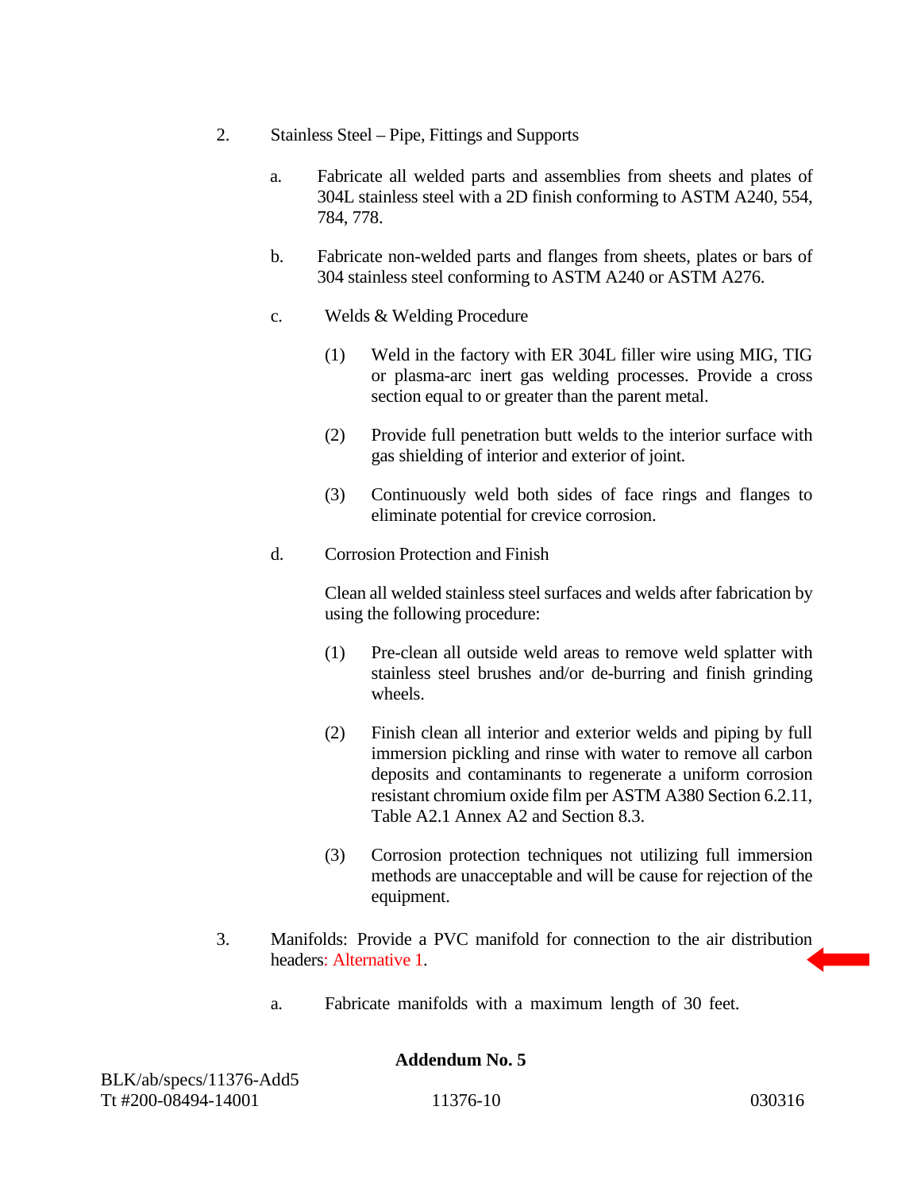2. Stainless Steel – Pipe, Fittings and Supports

   a. Fabricate all welded parts and assemblies from sheets and plates of 304L stainless steel with a 2D finish conforming to ASTM A240, 554, 784, 778.

   b. Fabricate non-welded parts and flanges from sheets, plates or bars of 304 stainless steel conforming to ASTM A240 or ASTM A276.

   c. Welds & Welding Procedure

      (1) Weld in the factory with ER 304L filler wire using MIG, TIG or plasma-arc inert gas welding processes. Provide a cross section equal to or greater than the parent metal.

      (2) Provide full penetration butt welds to the interior surface with gas shielding of interior and exterior of joint.

      (3) Continuously weld both sides of face rings and flanges to eliminate potential for crevice corrosion.

   d. Corrosion Protection and Finish

      Clean all welded stainless steel surfaces and welds after fabrication by using the following procedure:

      (1) Pre-clean all outside weld areas to remove weld splatter with stainless steel brushes and/or de-burring and finish grinding wheels.

      (2) Finish clean all interior and exterior welds and piping by full immersion pickling and rinse with water to remove all carbon deposits and contaminants to regenerate a uniform corrosion resistant chromium oxide film per ASTM A380 Section 6.2.11, Table A2.1 Annex A2 and Section 8.3.

      (3) Corrosion protection techniques not utilizing full immersion methods are unacceptable and will be cause for rejection of the equipment.

3. Manifolds: Provide a PVC manifold for connection to the air distribution headers: Alternative 1.

   a. Fabricate manifolds with a maximum length of 30 feet.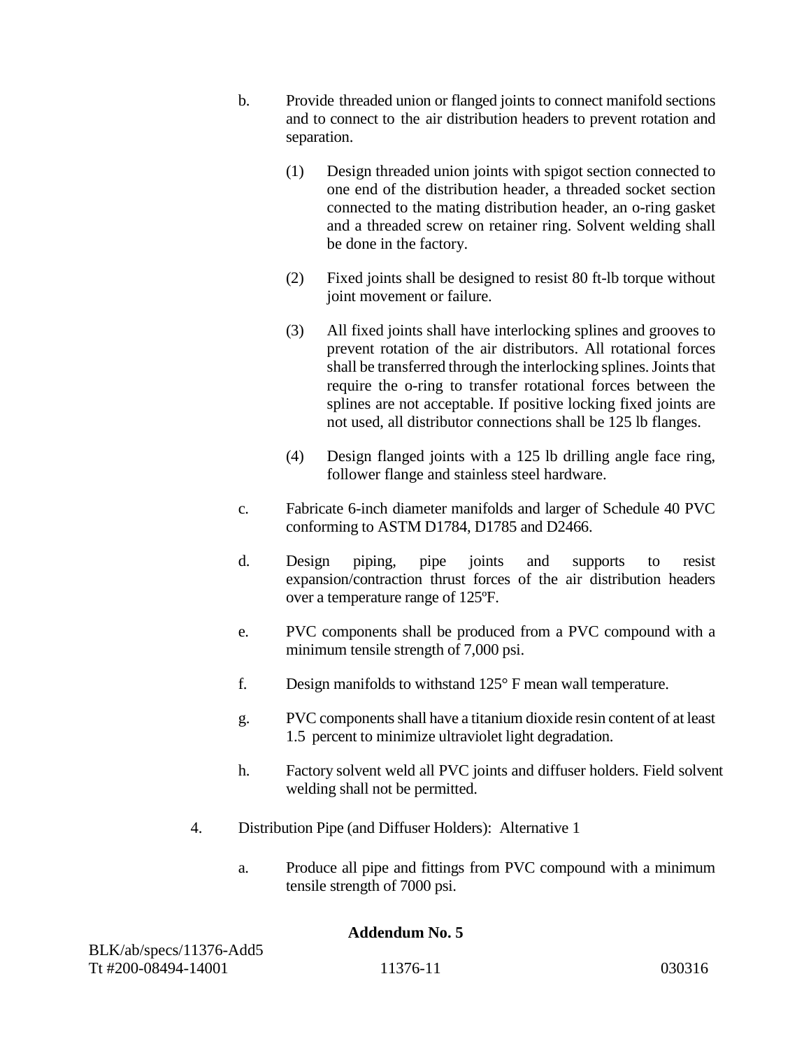b. Provide threaded union or flanged joints to connect manifold sections and to connect to the air distribution headers to prevent rotation and separation.

   (1) Design threaded union joints with spigot section connected to one end of the distribution header, a threaded socket section connected to the mating distribution header, an o-ring gasket and a threaded screw on retainer ring. Solvent welding shall be done in the factory.

   (2) Fixed joints shall be designed to resist 80 ft-lb torque without joint movement or failure.

   (3) All fixed joints shall have interlocking splines and grooves to prevent rotation of the air distributors. All rotational forces shall be transferred through the interlocking splines. Joints that require the o-ring to transfer rotational forces between the splines are not acceptable. If positive locking fixed joints are not used, all distributor connections shall be 125 lb flanges.

   (4) Design flanged joints with a 125 lb drilling angle face ring, follower flange and stainless steel hardware.

c. Fabricate 6-inch diameter manifolds and larger of Schedule 40 PVC conforming to ASTM D1784, D1785 and D2466.

d. Design piping, pipe joints and supports to resist expansion/contraction thrust forces of the air distribution headers over a temperature range of 125ºF.

e. PVC components shall be produced from a PVC compound with a minimum tensile strength of 7,000 psi.

f. Design manifolds to withstand 125° F mean wall temperature.

g. PVC components shall have a titanium dioxide resin content of at least 1.5 percent to minimize ultraviolet light degradation.

h. Factory solvent weld all PVC joints and diffuser holders. Field solvent welding shall not be permitted.

4. Distribution Pipe (and Diffuser Holders): Alternative 1

   a. Produce all pipe and fittings from PVC compound with a minimum tensile strength of 7000 psi.

**Addendum No. 5**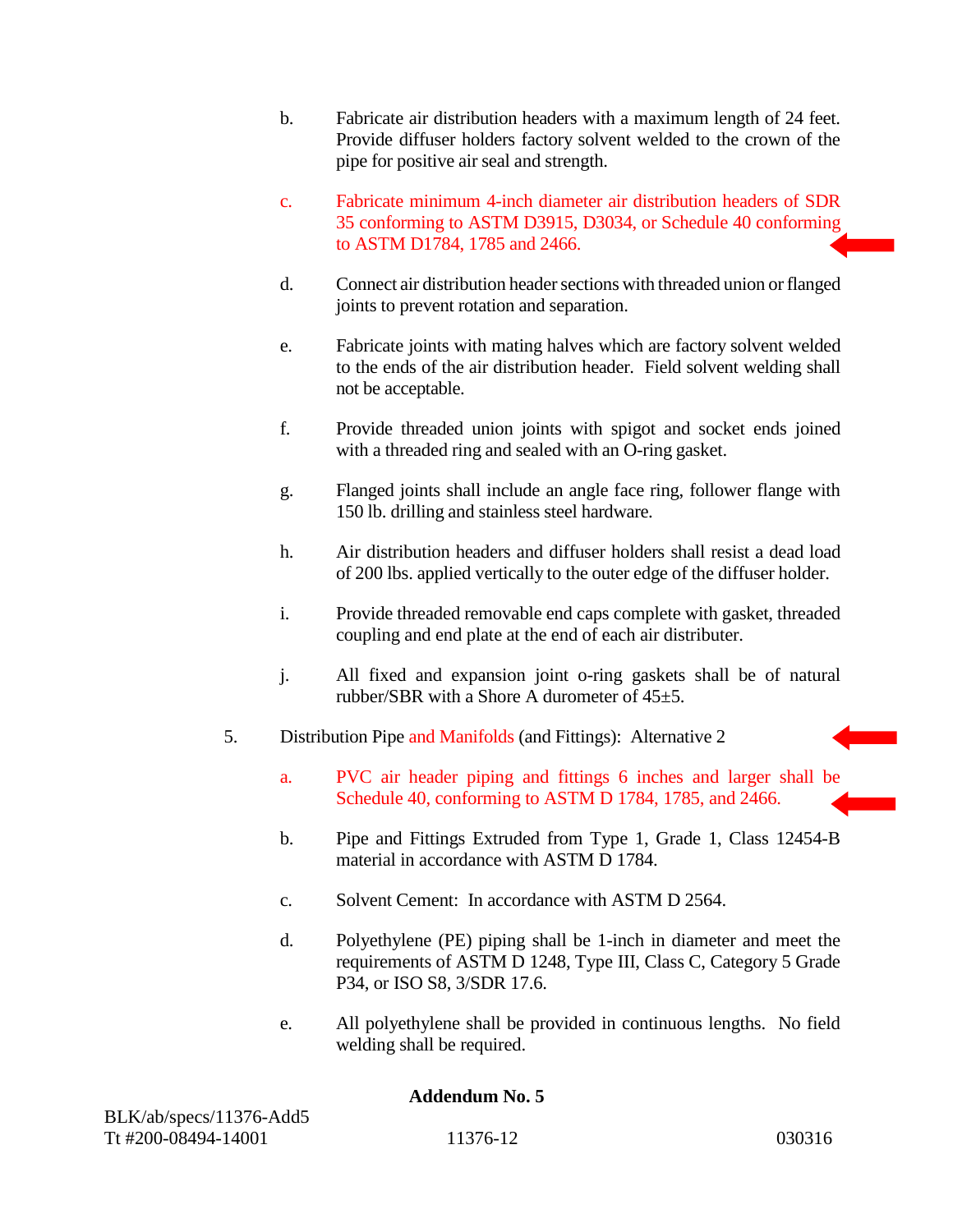b. Fabricate air distribution headers with a maximum length of 24 feet. Provide diffuser holders factory solvent welded to the crown of the pipe for positive air seal and strength.

c. Fabricate minimum 4-inch diameter air distribution headers of SDR 35 conforming to ASTM D3915, D3034, or Schedule 40 conforming to ASTM D1784, 1785 and 2466.

d. Connect air distribution header sections with threaded union or flanged joints to prevent rotation and separation.

e. Fabricate joints with mating halves which are factory solvent welded to the ends of the air distribution header. Field solvent welding shall not be acceptable.

f. Provide threaded union joints with spigot and socket ends joined with a threaded ring and sealed with an O-ring gasket.

g. Flanged joints shall include an angle face ring, follower flange with 150 lb. drilling and stainless steel hardware.

h. Air distribution headers and diffuser holders shall resist a dead load of 200 lbs. applied vertically to the outer edge of the diffuser holder.

i. Provide threaded removable end caps complete with gasket, threaded coupling and end plate at the end of each air distributer.

j. All fixed and expansion joint o-ring gaskets shall be of natural rubber/SBR with a Shore A durometer of 45±5.

5. Distribution Pipe and Manifolds (and Fittings): Alternative 2

a. PVC air header piping and fittings 6 inches and larger shall be Schedule 40, conforming to ASTM D 1784, 1785, and 2466.

b. Pipe and Fittings Extruded from Type 1, Grade 1, Class 12454-B material in accordance with ASTM D 1784.

c. Solvent Cement: In accordance with ASTM D 2564.

d. Polyethylene (PE) piping shall be 1-inch in diameter and meet the requirements of ASTM D 1248, Type III, Class C, Category 5 Grade P34, or ISO S8, 3/SDR 17.6.

e. All polyethylene shall be provided in continuous lengths. No field welding shall be required.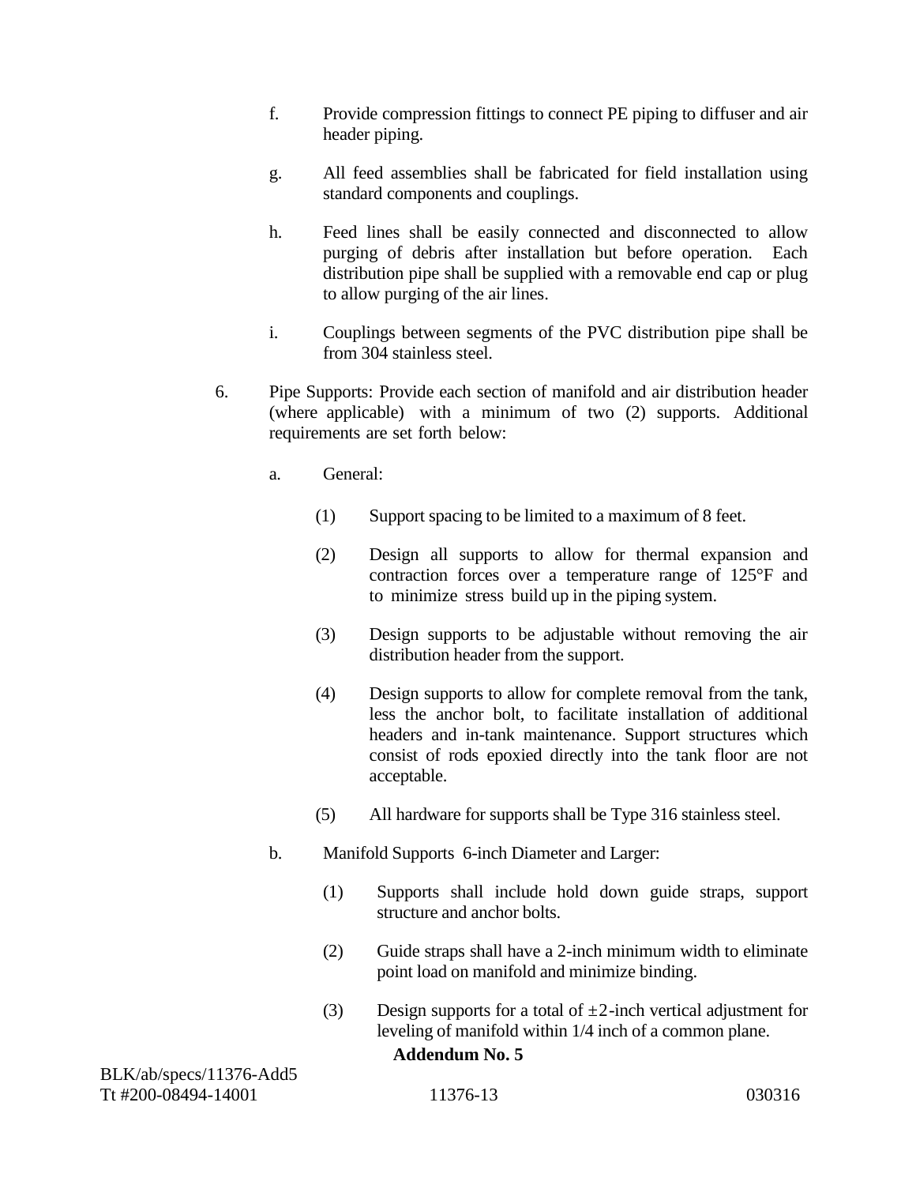f. Provide compression fittings to connect PE piping to diffuser and air header piping.

g. All feed assemblies shall be fabricated for field installation using standard components and couplings.

h. Feed lines shall be easily connected and disconnected to allow purging of debris after installation but before operation. Each distribution pipe shall be supplied with a removable end cap or plug to allow purging of the air lines.

i. Couplings between segments of the PVC distribution pipe shall be from 304 stainless steel.

6. Pipe Supports: Provide each section of manifold and air distribution header (where applicable) with a minimum of two (2) supports. Additional requirements are set forth below:

   a. General:

      (1) Support spacing to be limited to a maximum of 8 feet.

      (2) Design all supports to allow for thermal expansion and contraction forces over a temperature range of 125°F and to minimize stress build up in the piping system.

      (3) Design supports to be adjustable without removing the air distribution header from the support.

      (4) Design supports to allow for complete removal from the tank, less the anchor bolt, to facilitate installation of additional headers and in-tank maintenance. Support structures which consist of rods epoxied directly into the tank floor are not acceptable.

      (5) All hardware for supports shall be Type 316 stainless steel.

   b. Manifold Supports 6-inch Diameter and Larger:

      (1) Supports shall include hold down guide straps, support structure and anchor bolts.

      (2) Guide straps shall have a 2-inch minimum width to eliminate point load on manifold and minimize binding.

      (3) Design supports for a total of ±2-inch vertical adjustment for leveling of manifold within 1/4 inch of a common plane.

**Addendum No. 5**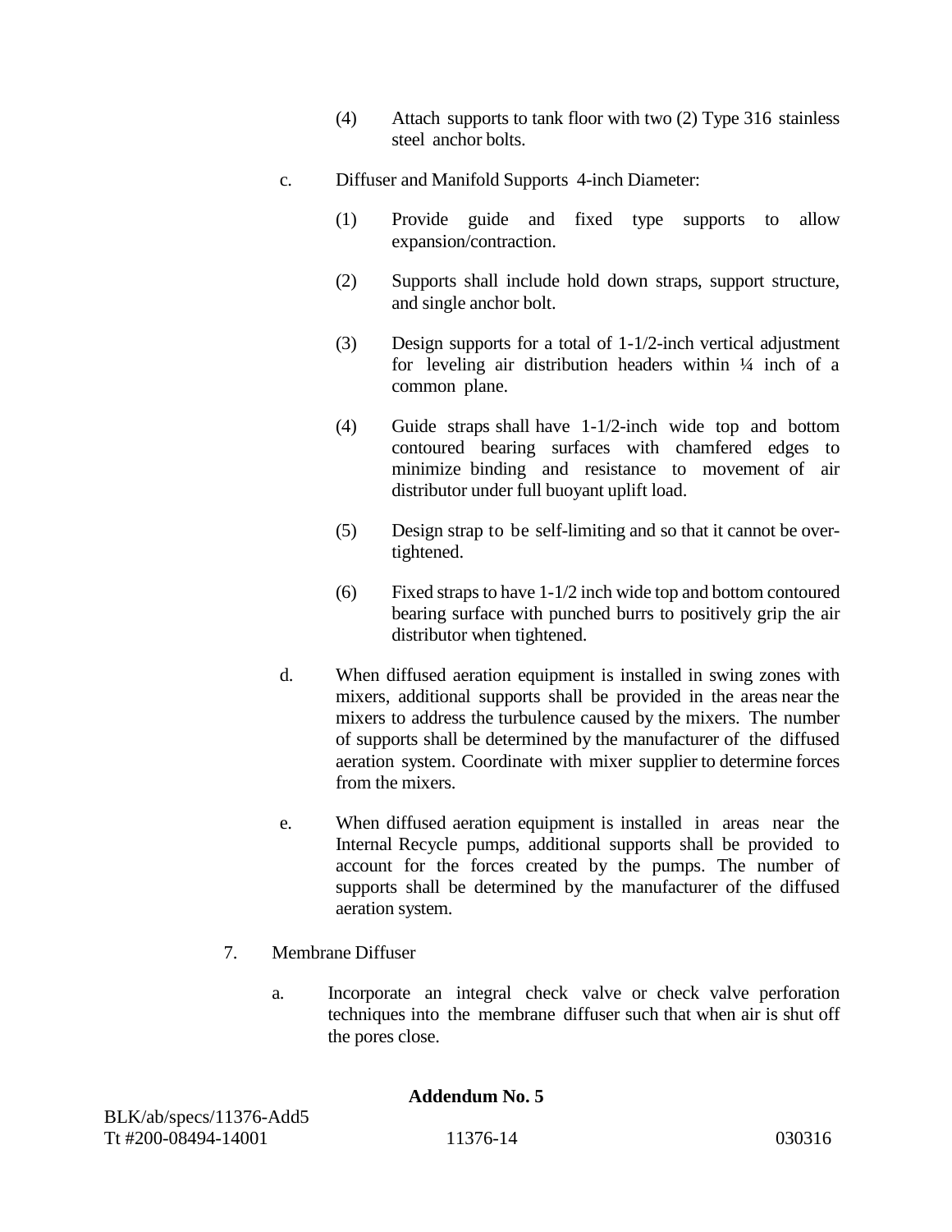(4) Attach supports to tank floor with two (2) Type 316 stainless steel anchor bolts.

c. Diffuser and Manifold Supports 4-inch Diameter:

(1) Provide guide and fixed type supports to allow expansion/contraction.

(2) Supports shall include hold down straps, support structure, and single anchor bolt.

(3) Design supports for a total of 1-1/2-inch vertical adjustment for leveling air distribution headers within ¼ inch of a common plane.

(4) Guide straps shall have 1-1/2-inch wide top and bottom contoured bearing surfaces with chamfered edges to minimize binding and resistance to movement of air distributor under full buoyant uplift load.

(5) Design strap to be self-limiting and so that it cannot be over-tightened.

(6) Fixed straps to have 1-1/2 inch wide top and bottom contoured bearing surface with punched burrs to positively grip the air distributor when tightened.

d. When diffused aeration equipment is installed in swing zones with mixers, additional supports shall be provided in the areas near the mixers to address the turbulence caused by the mixers. The number of supports shall be determined by the manufacturer of the diffused aeration system. Coordinate with mixer supplier to determine forces from the mixers.

e. When diffused aeration equipment is installed in areas near the Internal Recycle pumps, additional supports shall be provided to account for the forces created by the pumps. The number of supports shall be determined by the manufacturer of the diffused aeration system.

7. Membrane Diffuser

a. Incorporate an integral check valve or check valve perforation techniques into the membrane diffuser such that when air is shut off the pores close.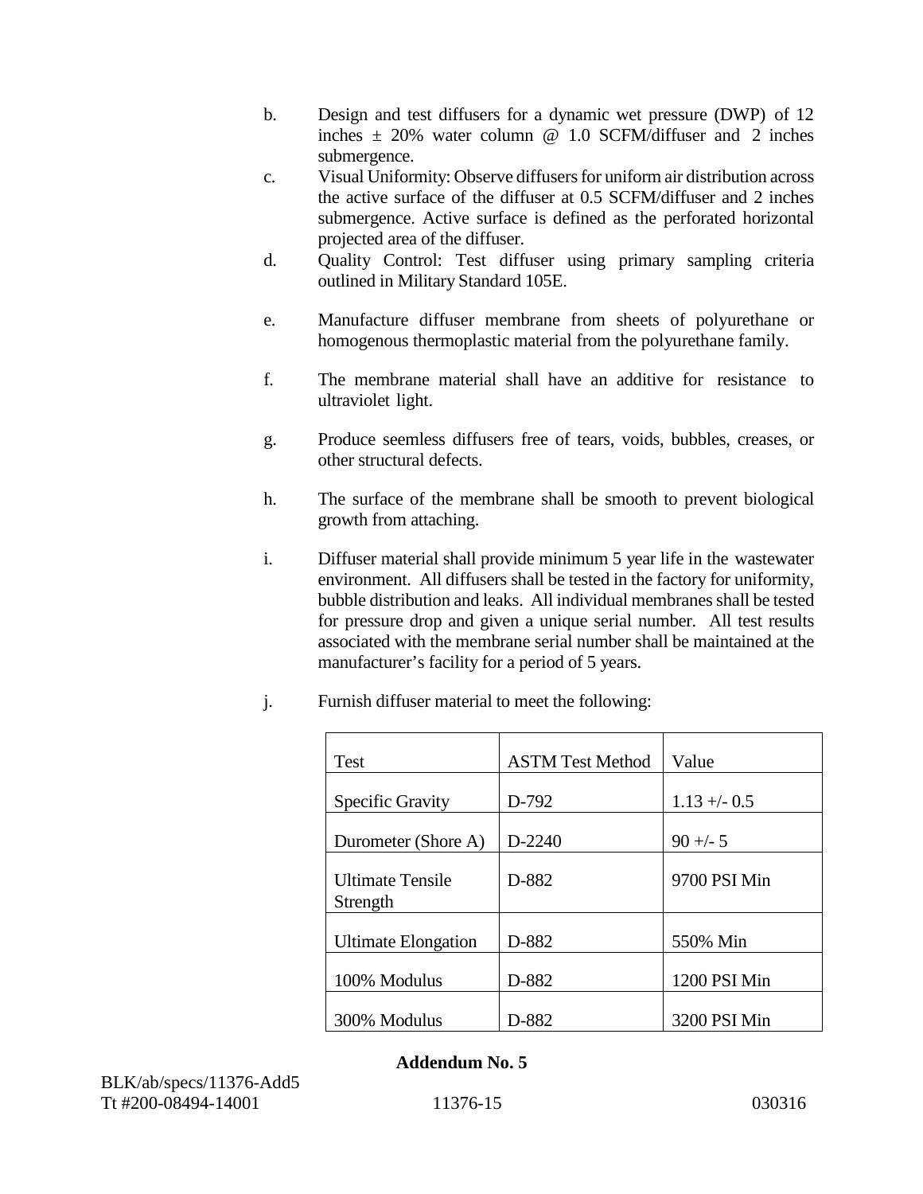b. Design and test diffusers for a dynamic wet pressure (DWP) of 12 inches ± 20% water column @ 1.0 SCFM/diffuser and 2 inches submergence.

c. Visual Uniformity: Observe diffusers for uniform air distribution across the active surface of the diffuser at 0.5 SCFM/diffuser and 2 inches submergence. Active surface is defined as the perforated horizontal projected area of the diffuser.

d. Quality Control: Test diffuser using primary sampling criteria outlined in Military Standard 105E.

e. Manufacture diffuser membrane from sheets of polyurethane or homogenous thermoplastic material from the polyurethane family.

f. The membrane material shall have an additive for resistance to ultraviolet light.

g. Produce seemless diffusers free of tears, voids, bubbles, creases, or other structural defects.

h. The surface of the membrane shall be smooth to prevent biological growth from attaching.

i. Diffuser material shall provide minimum 5 year life in the wastewater environment. All diffusers shall be tested in the factory for uniformity, bubble distribution and leaks. All individual membranes shall be tested for pressure drop and given a unique serial number. All test results associated with the membrane serial number shall be maintained at the manufacturer's facility for a period of 5 years.

j. Furnish diffuser material to meet the following:

| Test | ASTM Test Method | Value |
|---|---|---|
| Specific Gravity | D-792 | 1.13 +/- 0.5 |
| Durometer (Shore A) | D-2240 | 90 +/- 5 |
| Ultimate Tensile Strength | D-882 | 9700 PSI Min |
| Ultimate Elongation | D-882 | 550% Min |
| 100% Modulus | D-882 | 1200 PSI Min |
| 300% Modulus | D-882 | 3200 PSI Min |

**Addendum No. 5**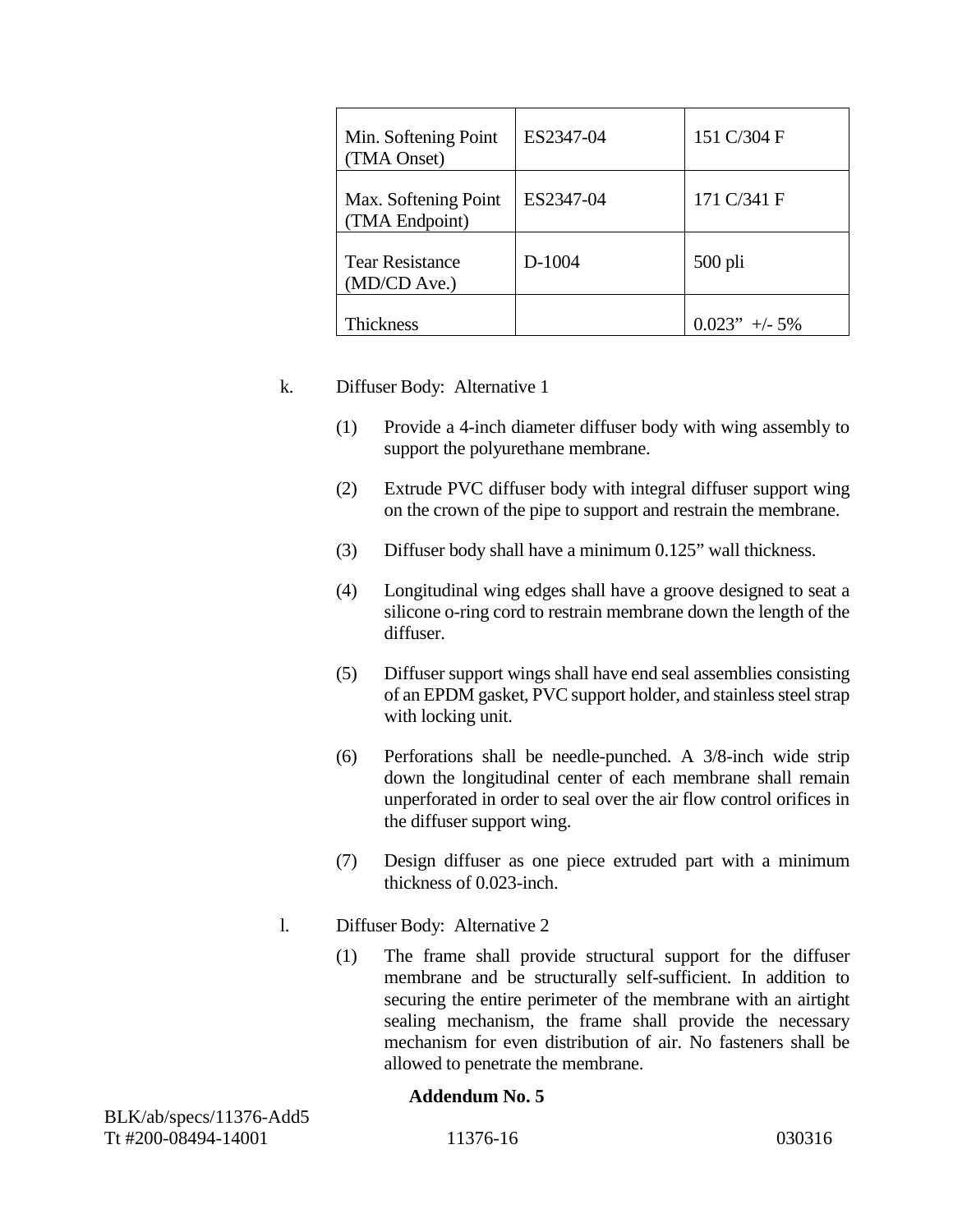| Min. Softening Point (TMA Onset) | ES2347-04 | 151 C/304 F |
|---|---|---|
| Max. Softening Point (TMA Endpoint) | ES2347-04 | 171 C/341 F |
| Tear Resistance (MD/CD Ave.) | D-1004 | 500 pli |
| Thickness | | 0.023” +/- 5% |

k. Diffuser Body: Alternative 1

(1) Provide a 4-inch diameter diffuser body with wing assembly to support the polyurethane membrane.

(2) Extrude PVC diffuser body with integral diffuser support wing on the crown of the pipe to support and restrain the membrane.

(3) Diffuser body shall have a minimum 0.125” wall thickness.

(4) Longitudinal wing edges shall have a groove designed to seat a silicone o-ring cord to restrain membrane down the length of the diffuser.

(5) Diffuser support wings shall have end seal assemblies consisting of an EPDM gasket, PVC support holder, and stainless steel strap with locking unit.

(6) Perforations shall be needle-punched. A 3/8-inch wide strip down the longitudinal center of each membrane shall remain unperforated in order to seal over the air flow control orifices in the diffuser support wing.

(7) Design diffuser as one piece extruded part with a minimum thickness of 0.023-inch.

l. Diffuser Body: Alternative 2

(1) The frame shall provide structural support for the diffuser membrane and be structurally self-sufficient. In addition to securing the entire perimeter of the membrane with an airtight sealing mechanism, the frame shall provide the necessary mechanism for even distribution of air. No fasteners shall be allowed to penetrate the membrane.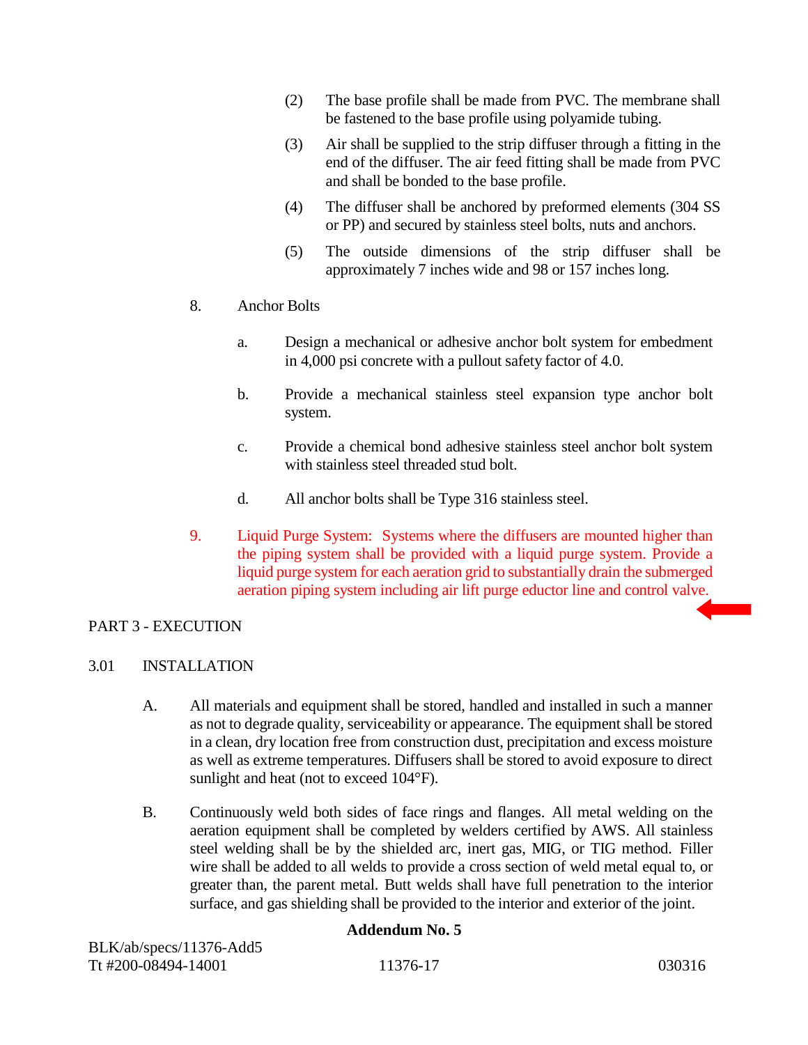(2) The base profile shall be made from PVC. The membrane shall be fastened to the base profile using polyamide tubing.

(3) Air shall be supplied to the strip diffuser through a fitting in the end of the diffuser. The air feed fitting shall be made from PVC and shall be bonded to the base profile.

(4) The diffuser shall be anchored by preformed elements (304 SS or PP) and secured by stainless steel bolts, nuts and anchors.

(5) The outside dimensions of the strip diffuser shall be approximately 7 inches wide and 98 or 157 inches long.

8. Anchor Bolts

   a. Design a mechanical or adhesive anchor bolt system for embedment in 4,000 psi concrete with a pullout safety factor of 4.0.

   b. Provide a mechanical stainless steel expansion type anchor bolt system.

   c. Provide a chemical bond adhesive stainless steel anchor bolt system with stainless steel threaded stud bolt.

   d. All anchor bolts shall be Type 316 stainless steel.

9. Liquid Purge System: Systems where the diffusers are mounted higher than the piping system shall be provided with a liquid purge system. Provide a liquid purge system for each aeration grid to substantially drain the submerged aeration piping system including air lift purge eductor line and control valve.

## PART 3 - EXECUTION

### 3.01 INSTALLATION

A. All materials and equipment shall be stored, handled and installed in such a manner as not to degrade quality, serviceability or appearance. The equipment shall be stored in a clean, dry location free from construction dust, precipitation and excess moisture as well as extreme temperatures. Diffusers shall be stored to avoid exposure to direct sunlight and heat (not to exceed 104°F).

B. Continuously weld both sides of face rings and flanges. All metal welding on the aeration equipment shall be completed by welders certified by AWS. All stainless steel welding shall be by the shielded arc, inert gas, MIG, or TIG method. Filler wire shall be added to all welds to provide a cross section of weld metal equal to, or greater than, the parent metal. Butt welds shall have full penetration to the interior surface, and gas shielding shall be provided to the interior and exterior of the joint.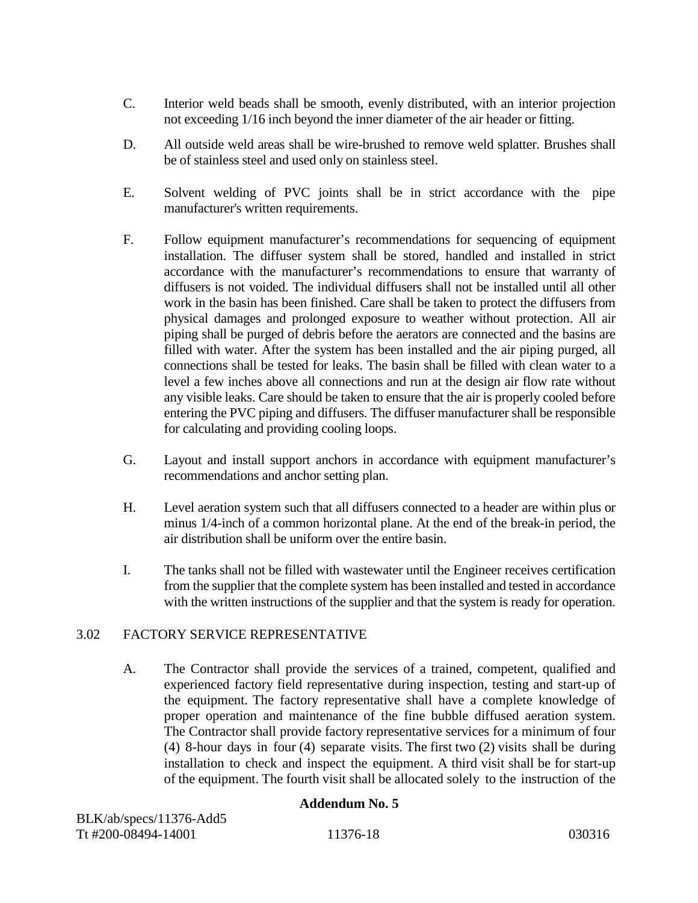C. Interior weld beads shall be smooth, evenly distributed, with an interior projection not exceeding 1/16 inch beyond the inner diameter of the air header or fitting.

D. All outside weld areas shall be wire-brushed to remove weld splatter. Brushes shall be of stainless steel and used only on stainless steel.

E. Solvent welding of PVC joints shall be in strict accordance with the pipe manufacturer's written requirements.

F. Follow equipment manufacturer's recommendations for sequencing of equipment installation. The diffuser system shall be stored, handled and installed in strict accordance with the manufacturer's recommendations to ensure that warranty of diffusers is not voided. The individual diffusers shall not be installed until all other work in the basin has been finished. Care shall be taken to protect the diffusers from physical damages and prolonged exposure to weather without protection. All air piping shall be purged of debris before the aerators are connected and the basins are filled with water. After the system has been installed and the air piping purged, all connections shall be tested for leaks. The basin shall be filled with clean water to a level a few inches above all connections and run at the design air flow rate without any visible leaks. Care should be taken to ensure that the air is properly cooled before entering the PVC piping and diffusers. The diffuser manufacturer shall be responsible for calculating and providing cooling loops.

G. Layout and install support anchors in accordance with equipment manufacturer's recommendations and anchor setting plan.

H. Level aeration system such that all diffusers connected to a header are within plus or minus 1/4-inch of a common horizontal plane. At the end of the break-in period, the air distribution shall be uniform over the entire basin.

I. The tanks shall not be filled with wastewater until the Engineer receives certification from the supplier that the complete system has been installed and tested in accordance with the written instructions of the supplier and that the system is ready for operation.

## 3.02 FACTORY SERVICE REPRESENTATIVE

A. The Contractor shall provide the services of a trained, competent, qualified and experienced factory field representative during inspection, testing and start-up of the equipment. The factory representative shall have a complete knowledge of proper operation and maintenance of the fine bubble diffused aeration system. The Contractor shall provide factory representative services for a minimum of four (4) 8-hour days in four (4) separate visits. The first two (2) visits shall be during installation to check and inspect the equipment. A third visit shall be for start-up of the equipment. The fourth visit shall be allocated solely to the instruction of the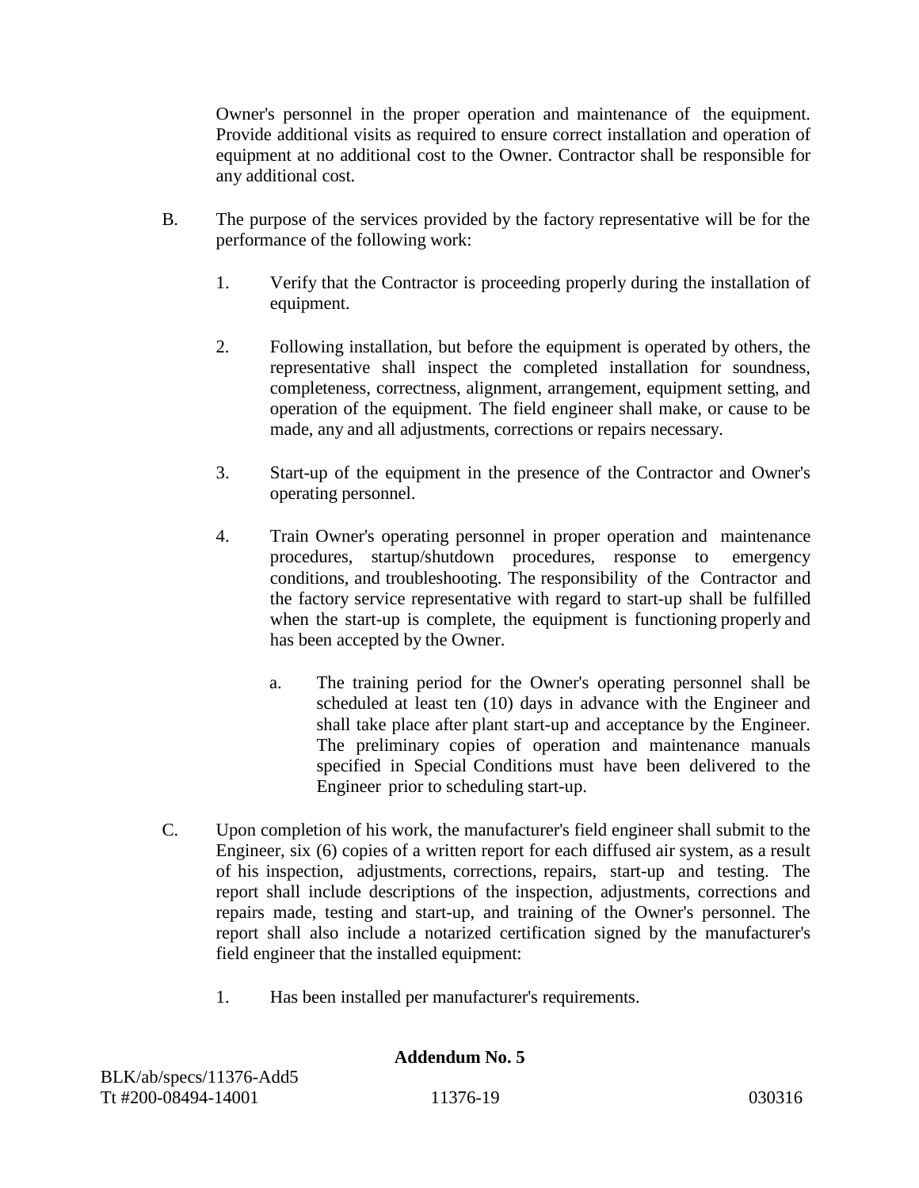Owner's personnel in the proper operation and maintenance of the equipment. Provide additional visits as required to ensure correct installation and operation of equipment at no additional cost to the Owner. Contractor shall be responsible for any additional cost.

B. The purpose of the services provided by the factory representative will be for the performance of the following work:

   1. Verify that the Contractor is proceeding properly during the installation of equipment.

   2. Following installation, but before the equipment is operated by others, the representative shall inspect the completed installation for soundness, completeness, correctness, alignment, arrangement, equipment setting, and operation of the equipment. The field engineer shall make, or cause to be made, any and all adjustments, corrections or repairs necessary.

   3. Start-up of the equipment in the presence of the Contractor and Owner's operating personnel.

   4. Train Owner's operating personnel in proper operation and maintenance procedures, startup/shutdown procedures, response to emergency conditions, and troubleshooting. The responsibility of the Contractor and the factory service representative with regard to start-up shall be fulfilled when the start-up is complete, the equipment is functioning properly and has been accepted by the Owner.

      a. The training period for the Owner's operating personnel shall be scheduled at least ten (10) days in advance with the Engineer and shall take place after plant start-up and acceptance by the Engineer. The preliminary copies of operation and maintenance manuals specified in Special Conditions must have been delivered to the Engineer prior to scheduling start-up.

C. Upon completion of his work, the manufacturer's field engineer shall submit to the Engineer, six (6) copies of a written report for each diffused air system, as a result of his inspection, adjustments, corrections, repairs, start-up and testing. The report shall include descriptions of the inspection, adjustments, corrections and repairs made, testing and start-up, and training of the Owner's personnel. The report shall also include a notarized certification signed by the manufacturer's field engineer that the installed equipment:

   1. Has been installed per manufacturer's requirements.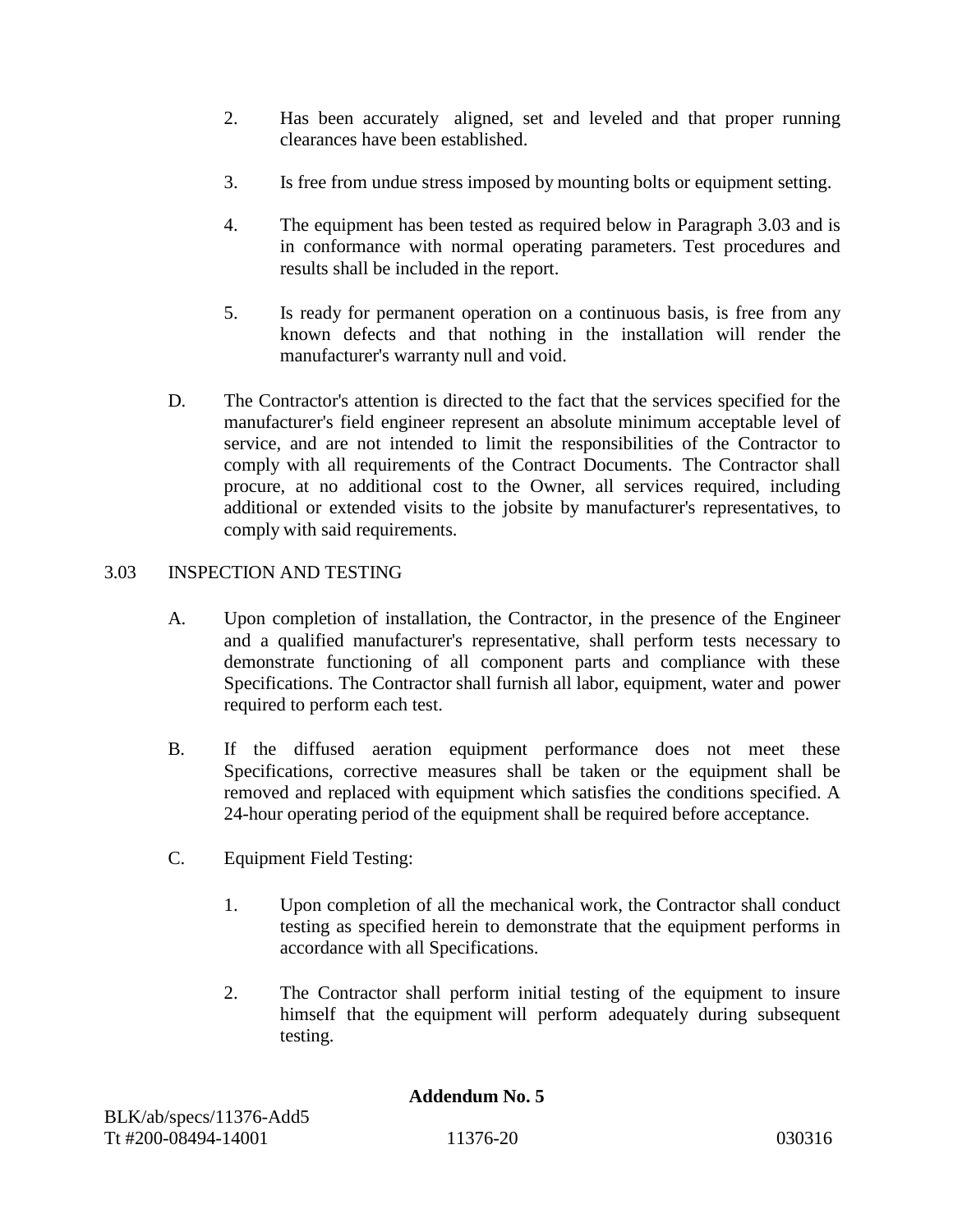2. Has been accurately aligned, set and leveled and that proper running clearances have been established.

3. Is free from undue stress imposed by mounting bolts or equipment setting.

4. The equipment has been tested as required below in Paragraph 3.03 and is in conformance with normal operating parameters. Test procedures and results shall be included in the report.

5. Is ready for permanent operation on a continuous basis, is free from any known defects and that nothing in the installation will render the manufacturer's warranty null and void.

D. The Contractor's attention is directed to the fact that the services specified for the manufacturer's field engineer represent an absolute minimum acceptable level of service, and are not intended to limit the responsibilities of the Contractor to comply with all requirements of the Contract Documents. The Contractor shall procure, at no additional cost to the Owner, all services required, including additional or extended visits to the jobsite by manufacturer's representatives, to comply with said requirements.

3.03 INSPECTION AND TESTING

A. Upon completion of installation, the Contractor, in the presence of the Engineer and a qualified manufacturer's representative, shall perform tests necessary to demonstrate functioning of all component parts and compliance with these Specifications. The Contractor shall furnish all labor, equipment, water and power required to perform each test.

B. If the diffused aeration equipment performance does not meet these Specifications, corrective measures shall be taken or the equipment shall be removed and replaced with equipment which satisfies the conditions specified. A 24-hour operating period of the equipment shall be required before acceptance.

C. Equipment Field Testing:

1. Upon completion of all the mechanical work, the Contractor shall conduct testing as specified herein to demonstrate that the equipment performs in accordance with all Specifications.

2. The Contractor shall perform initial testing of the equipment to insure himself that the equipment will perform adequately during subsequent testing.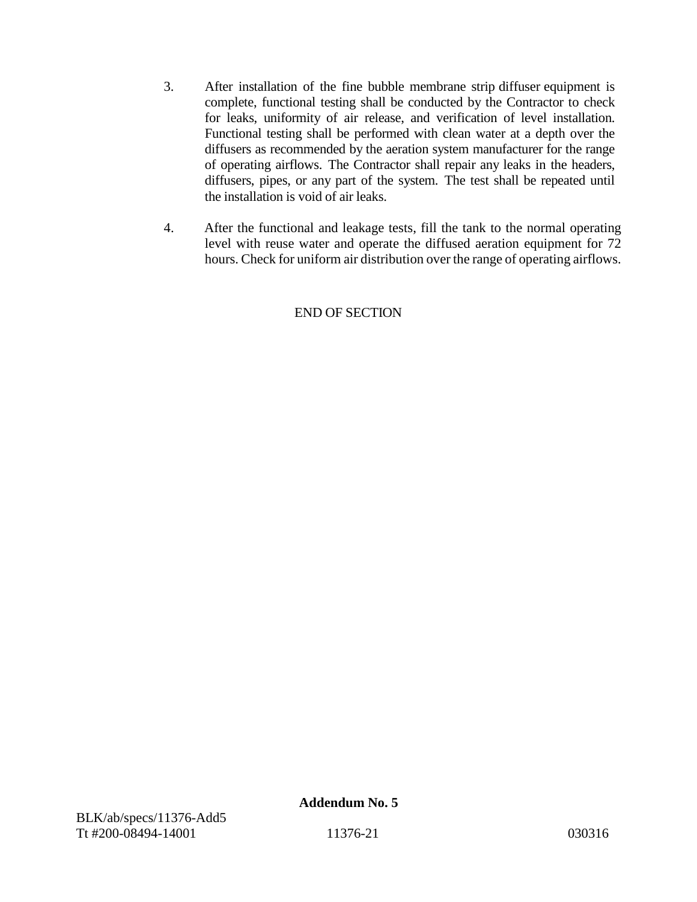3. After installation of the fine bubble membrane strip diffuser equipment is complete, functional testing shall be conducted by the Contractor to check for leaks, uniformity of air release, and verification of level installation. Functional testing shall be performed with clean water at a depth over the diffusers as recommended by the aeration system manufacturer for the range of operating airflows. The Contractor shall repair any leaks in the headers, diffusers, pipes, or any part of the system. The test shall be repeated until the installation is void of air leaks.

4. After the functional and leakage tests, fill the tank to the normal operating level with reuse water and operate the diffused aeration equipment for 72 hours. Check for uniform air distribution over the range of operating airflows.

END OF SECTION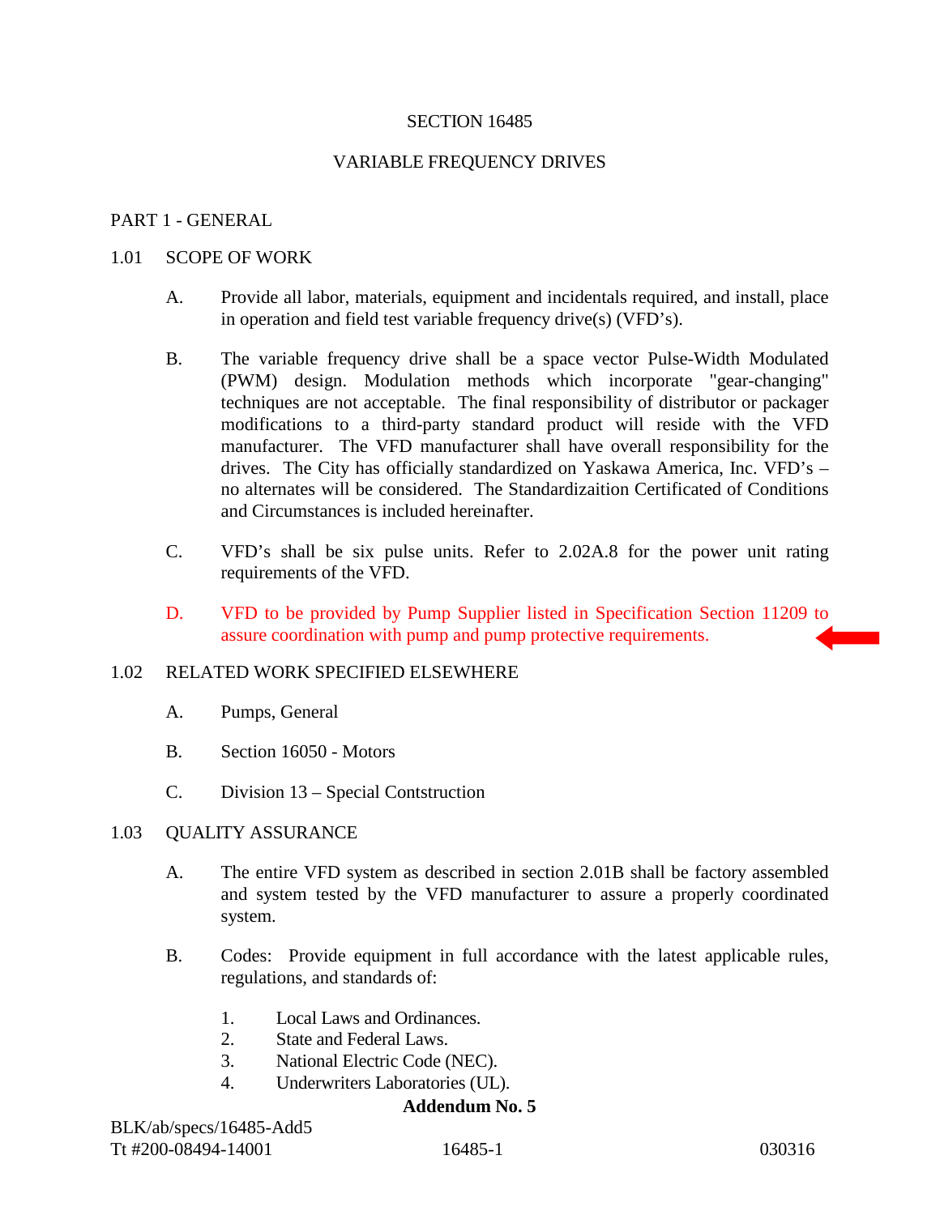# SECTION 16485

# VARIABLE FREQUENCY DRIVES

## PART 1 - GENERAL

### 1.01 SCOPE OF WORK

A. Provide all labor, materials, equipment and incidentals required, and install, place in operation and field test variable frequency drive(s) (VFD's).

B. The variable frequency drive shall be a space vector Pulse-Width Modulated (PWM) design. Modulation methods which incorporate "gear-changing" techniques are not acceptable. The final responsibility of distributor or packager modifications to a third-party standard product will reside with the VFD manufacturer. The VFD manufacturer shall have overall responsibility for the drives. The City has officially standardized on Yaskawa America, Inc. VFD's – no alternates will be considered. The Standardizaition Certificated of Conditions and Circumstances is included hereinafter.

C. VFD's shall be six pulse units. Refer to 2.02A.8 for the power unit rating requirements of the VFD.

D. VFD to be provided by Pump Supplier listed in Specification Section 11209 to assure coordination with pump and pump protective requirements.

### 1.02 RELATED WORK SPECIFIED ELSEWHERE

A. Pumps, General

B. Section 16050 - Motors

C. Division 13 – Special Contstruction

### 1.03 QUALITY ASSURANCE

A. The entire VFD system as described in section 2.01B shall be factory assembled and system tested by the VFD manufacturer to assure a properly coordinated system.

B. Codes: Provide equipment in full accordance with the latest applicable rules, regulations, and standards of:

1. Local Laws and Ordinances.
2. State and Federal Laws.
3. National Electric Code (NEC).
4. Underwriters Laboratories (UL).

**Addendum No. 5**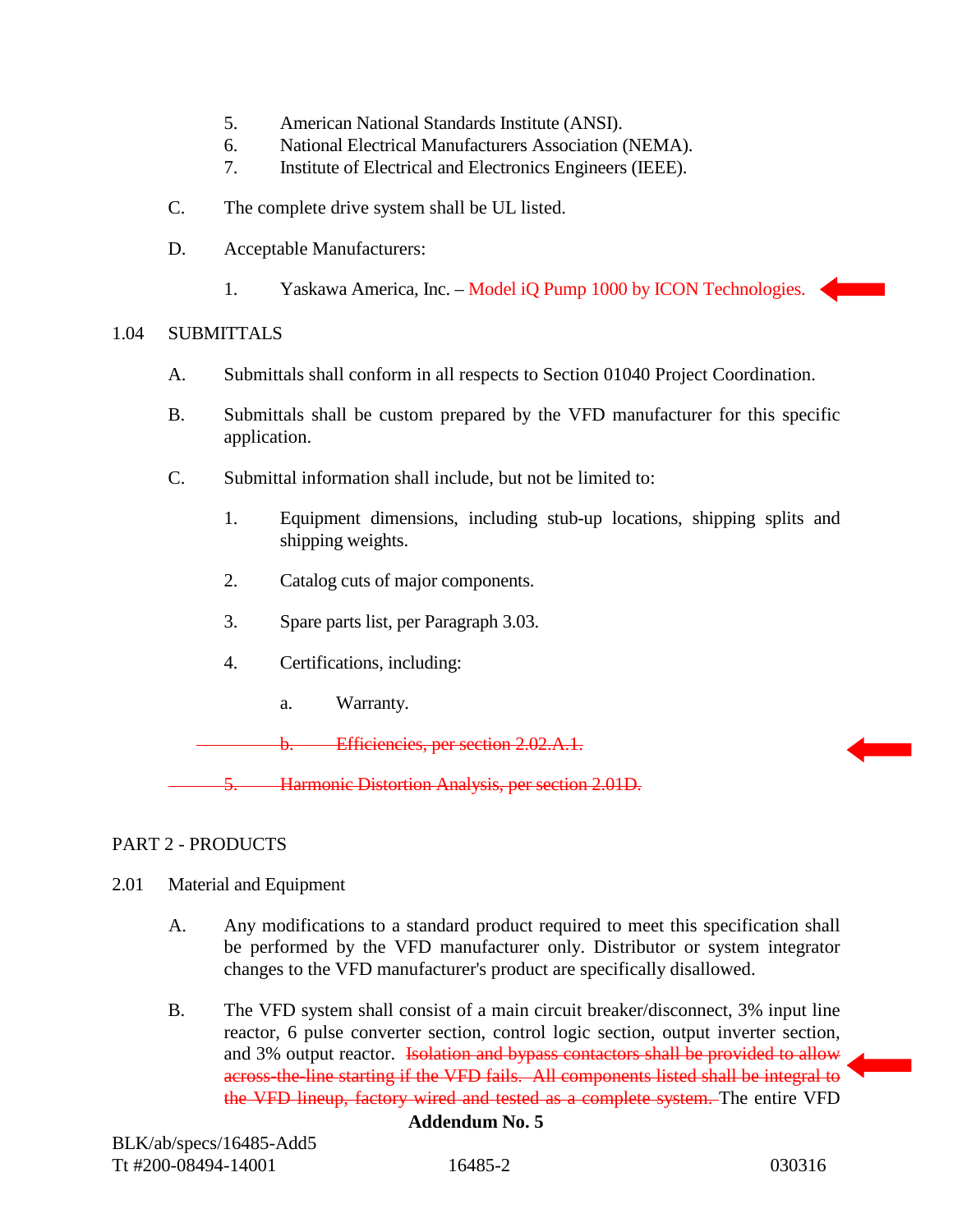5. American National Standards Institute (ANSI).
6. National Electrical Manufacturers Association (NEMA).
7. Institute of Electrical and Electronics Engineers (IEEE).

C. The complete drive system shall be UL listed.

D. Acceptable Manufacturers:

1. Yaskawa America, Inc. – Model iQ Pump 1000 by ICON Technologies.

## 1.04 SUBMITTALS

A. Submittals shall conform in all respects to Section 01040 Project Coordination.

B. Submittals shall be custom prepared by the VFD manufacturer for this specific application.

C. Submittal information shall include, but not be limited to:

1. Equipment dimensions, including stub-up locations, shipping splits and shipping weights.

2. Catalog cuts of major components.

3. Spare parts list, per Paragraph 3.03.

4. Certifications, including:

a. Warranty.

~~b. Efficiencies, per section 2.02.A.1.~~

~~5. Harmonic Distortion Analysis, per section 2.01D.~~

# PART 2 - PRODUCTS

## 2.01 Material and Equipment

A. Any modifications to a standard product required to meet this specification shall be performed by the VFD manufacturer only. Distributor or system integrator changes to the VFD manufacturer's product are specifically disallowed.

B. The VFD system shall consist of a main circuit breaker/disconnect, 3% input line reactor, 6 pulse converter section, control logic section, output inverter section, and 3% output reactor. ~~Isolation and bypass contactors shall be provided to allow across-the-line starting if the VFD fails. All components listed shall be integral to the VFD lineup, factory wired and tested as a complete system.~~ The entire VFD

**Addendum No. 5**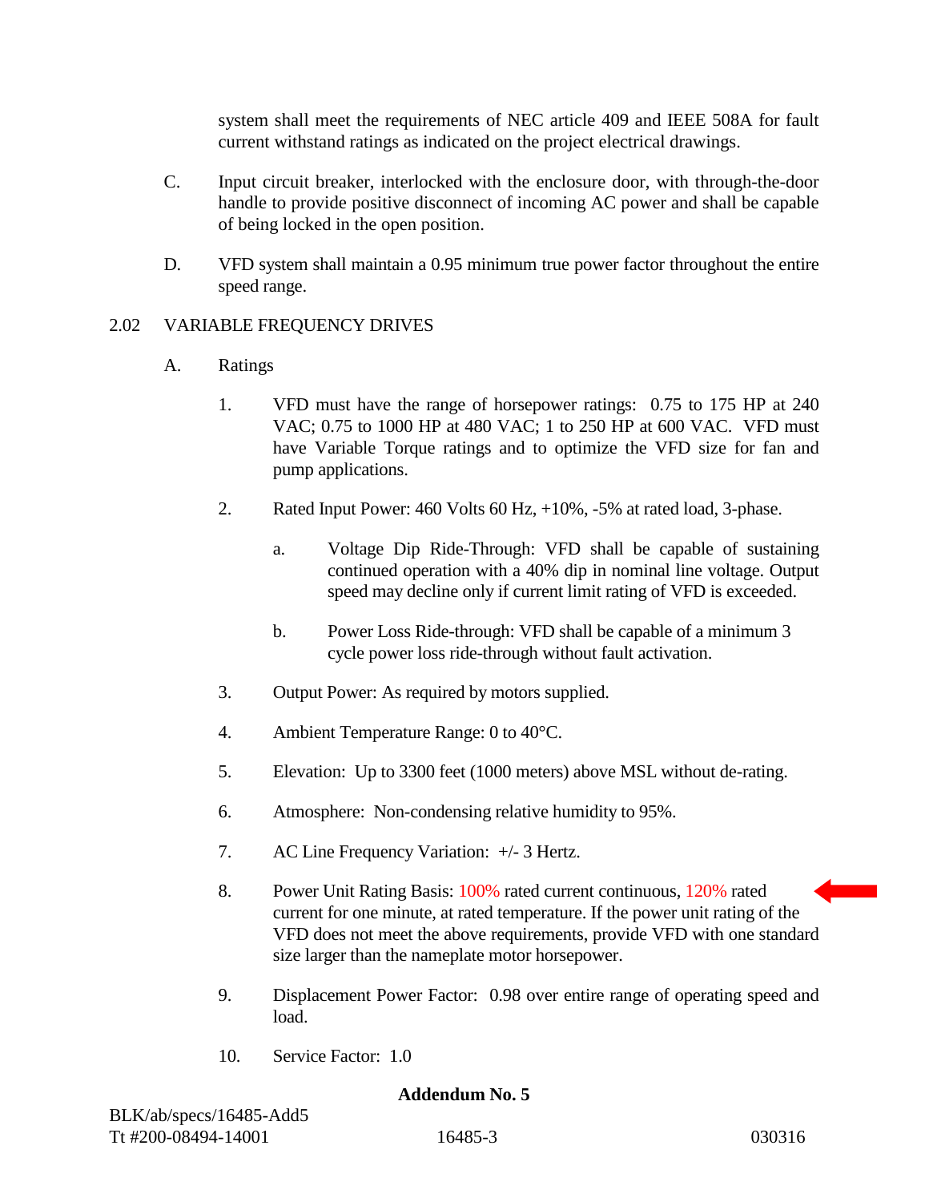system shall meet the requirements of NEC article 409 and IEEE 508A for fault current withstand ratings as indicated on the project electrical drawings.

C. Input circuit breaker, interlocked with the enclosure door, with through-the-door handle to provide positive disconnect of incoming AC power and shall be capable of being locked in the open position.

D. VFD system shall maintain a 0.95 minimum true power factor throughout the entire speed range.

## 2.02 VARIABLE FREQUENCY DRIVES

A. Ratings

1. VFD must have the range of horsepower ratings: 0.75 to 175 HP at 240 VAC; 0.75 to 1000 HP at 480 VAC; 1 to 250 HP at 600 VAC. VFD must have Variable Torque ratings and to optimize the VFD size for fan and pump applications.

2. Rated Input Power: 460 Volts 60 Hz, +10%, -5% at rated load, 3-phase.

   a. Voltage Dip Ride-Through: VFD shall be capable of sustaining continued operation with a 40% dip in nominal line voltage. Output speed may decline only if current limit rating of VFD is exceeded.

   b. Power Loss Ride-through: VFD shall be capable of a minimum 3 cycle power loss ride-through without fault activation.

3. Output Power: As required by motors supplied.

4. Ambient Temperature Range: 0 to 40°C.

5. Elevation: Up to 3300 feet (1000 meters) above MSL without de-rating.

6. Atmosphere: Non-condensing relative humidity to 95%.

7. AC Line Frequency Variation: +/- 3 Hertz.

8. Power Unit Rating Basis: 100% rated current continuous, 120% rated current for one minute, at rated temperature. If the power unit rating of the VFD does not meet the above requirements, provide VFD with one standard size larger than the nameplate motor horsepower.

9. Displacement Power Factor: 0.98 over entire range of operating speed and load.

10. Service Factor: 1.0

**Addendum No. 5**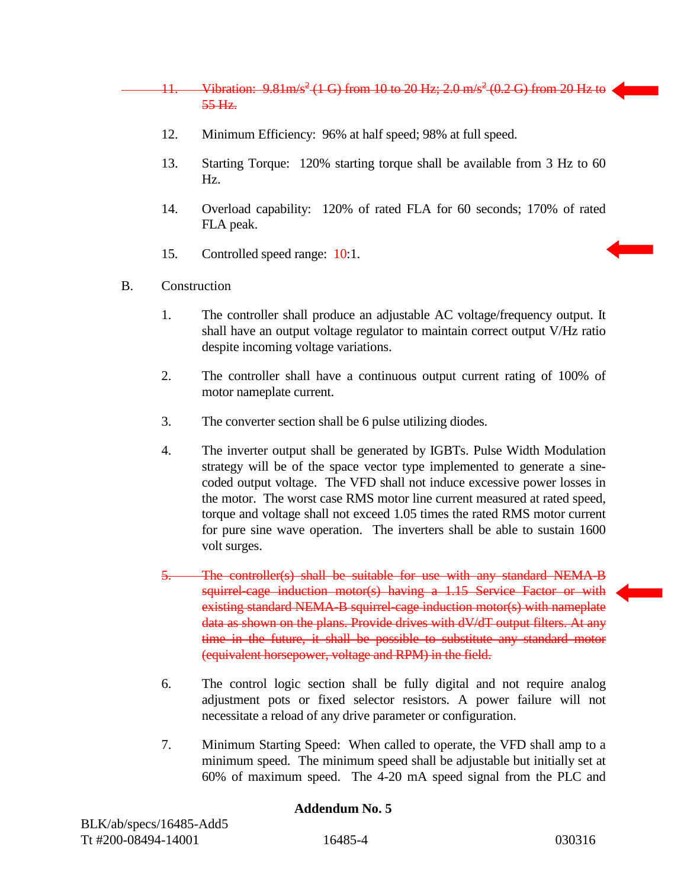~~11. Vibration: 9.81m/s$^2$ (1 G) from 10 to 20 Hz; 2.0 m/s$^2$ (0.2 G) from 20 Hz to 55 Hz.~~

12. Minimum Efficiency: 96% at half speed; 98% at full speed.

13. Starting Torque: 120% starting torque shall be available from 3 Hz to 60 Hz.

14. Overload capability: 120% of rated FLA for 60 seconds; 170% of rated FLA peak.

15. Controlled speed range: 10:1.

B. Construction

1. The controller shall produce an adjustable AC voltage/frequency output. It shall have an output voltage regulator to maintain correct output V/Hz ratio despite incoming voltage variations.

2. The controller shall have a continuous output current rating of 100% of motor nameplate current.

3. The converter section shall be 6 pulse utilizing diodes.

4. The inverter output shall be generated by IGBTs. Pulse Width Modulation strategy will be of the space vector type implemented to generate a sine-coded output voltage. The VFD shall not induce excessive power losses in the motor. The worst case RMS motor line current measured at rated speed, torque and voltage shall not exceed 1.05 times the rated RMS motor current for pure sine wave operation. The inverters shall be able to sustain 1600 volt surges.

~~5. The controller(s) shall be suitable for use with any standard NEMA-B squirrel-cage induction motor(s) having a 1.15 Service Factor or with existing standard NEMA-B squirrel-cage induction motor(s) with nameplate data as shown on the plans. Provide drives with dV/dT output filters. At any time in the future, it shall be possible to substitute any standard motor (equivalent horsepower, voltage and RPM) in the field.~~

6. The control logic section shall be fully digital and not require analog adjustment pots or fixed selector resistors. A power failure will not necessitate a reload of any drive parameter or configuration.

7. Minimum Starting Speed: When called to operate, the VFD shall amp to a minimum speed. The minimum speed shall be adjustable but initially set at 60% of maximum speed. The 4-20 mA speed signal from the PLC and

**Addendum No. 5**

BLK/ab/specs/16485-Add5
Tt #200-08494-14001 16485-4 030316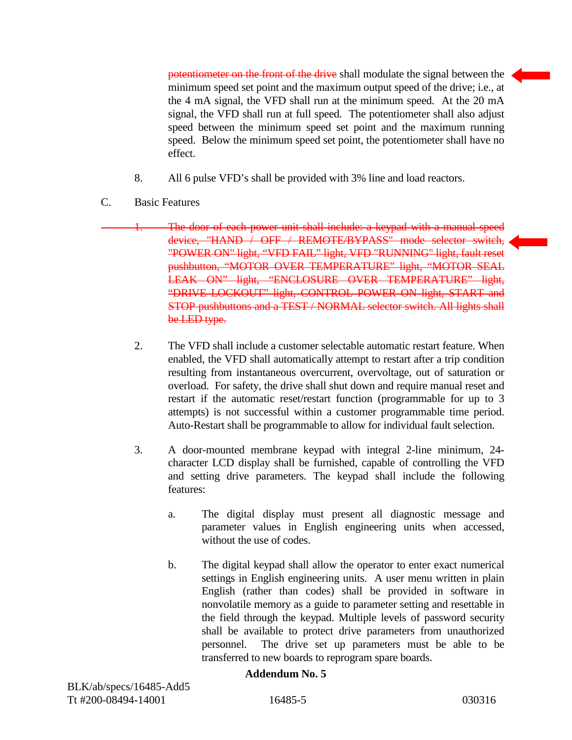~~potentiometer on the front of the drive~~ shall modulate the signal between the minimum speed set point and the maximum output speed of the drive; i.e., at the 4 mA signal, the VFD shall run at the minimum speed. At the 20 mA signal, the VFD shall run at full speed. The potentiometer shall also adjust speed between the minimum speed set point and the maximum running speed. Below the minimum speed set point, the potentiometer shall have no effect.

8. All 6 pulse VFD's shall be provided with 3% line and load reactors.

C. Basic Features

~~1. The door of each power unit shall include: a keypad with a manual speed device, "HAND / OFF / REMOTE/BYPASS" mode selector switch, "POWER ON" light, "VFD FAIL" light, VFD "RUNNING" light, fault reset pushbutton, "MOTOR OVER TEMPERATURE" light, "MOTOR SEAL LEAK ON" light, "ENCLOSURE OVER TEMPERATURE" light, "DRIVE LOCKOUT" light, CONTROL POWER ON light, START and STOP pushbuttons and a TEST / NORMAL selector switch. All lights shall be LED type.~~

2. The VFD shall include a customer selectable automatic restart feature. When enabled, the VFD shall automatically attempt to restart after a trip condition resulting from instantaneous overcurrent, overvoltage, out of saturation or overload. For safety, the drive shall shut down and require manual reset and restart if the automatic reset/restart function (programmable for up to 3 attempts) is not successful within a customer programmable time period. Auto-Restart shall be programmable to allow for individual fault selection.

3. A door-mounted membrane keypad with integral 2-line minimum, 24-character LCD display shall be furnished, capable of controlling the VFD and setting drive parameters. The keypad shall include the following features:

   a. The digital display must present all diagnostic message and parameter values in English engineering units when accessed, without the use of codes.

   b. The digital keypad shall allow the operator to enter exact numerical settings in English engineering units. A user menu written in plain English (rather than codes) shall be provided in software in nonvolatile memory as a guide to parameter setting and resettable in the field through the keypad. Multiple levels of password security shall be available to protect drive parameters from unauthorized personnel. The drive set up parameters must be able to be transferred to new boards to reprogram spare boards.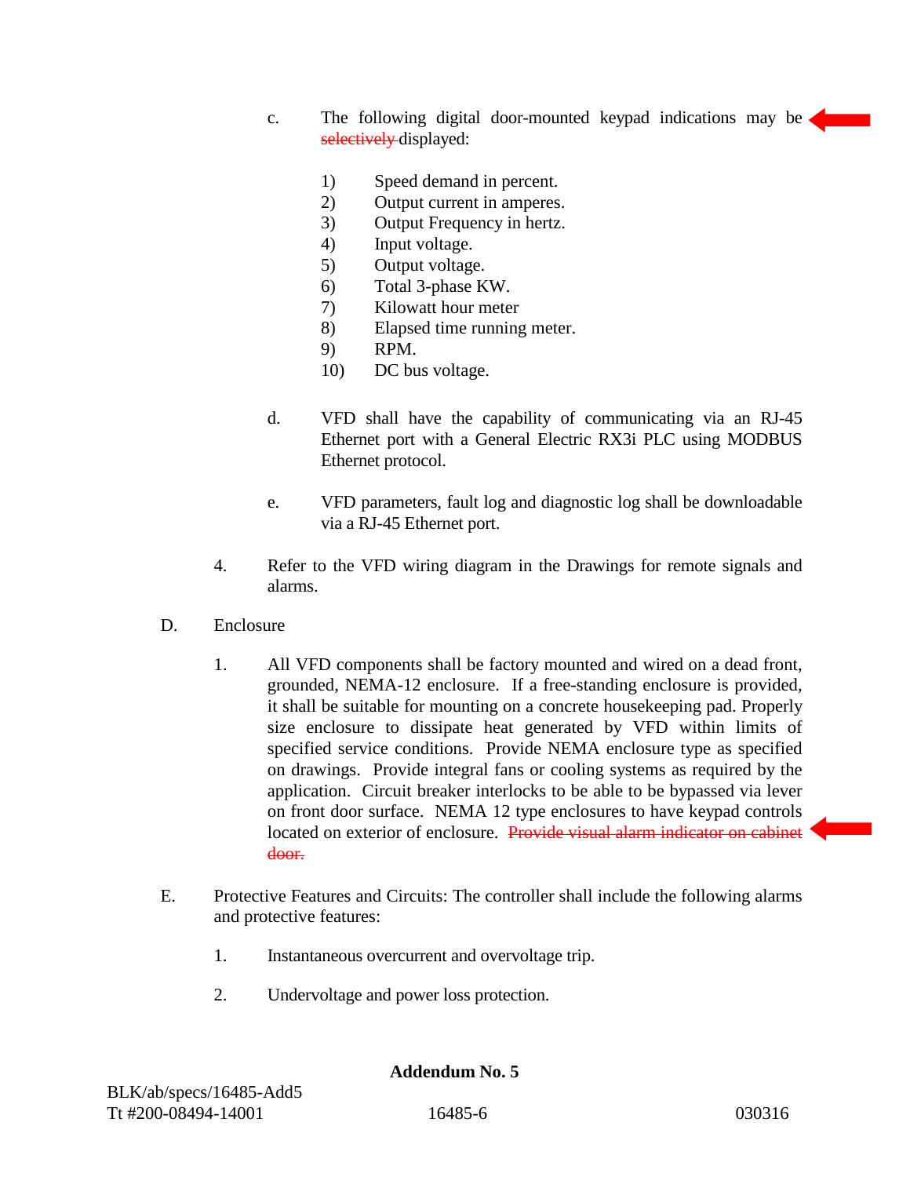c. The following digital door-mounted keypad indications may be ~~selectively~~ displayed:

1) Speed demand in percent.
2) Output current in amperes.
3) Output Frequency in hertz.
4) Input voltage.
5) Output voltage.
6) Total 3-phase KW.
7) Kilowatt hour meter
8) Elapsed time running meter.
9) RPM.
10) DC bus voltage.

d. VFD shall have the capability of communicating via an RJ-45 Ethernet port with a General Electric RX3i PLC using MODBUS Ethernet protocol.

e. VFD parameters, fault log and diagnostic log shall be downloadable via a RJ-45 Ethernet port.

4. Refer to the VFD wiring diagram in the Drawings for remote signals and alarms.

D. Enclosure

1. All VFD components shall be factory mounted and wired on a dead front, grounded, NEMA-12 enclosure. If a free-standing enclosure is provided, it shall be suitable for mounting on a concrete housekeeping pad. Properly size enclosure to dissipate heat generated by VFD within limits of specified service conditions. Provide NEMA enclosure type as specified on drawings. Provide integral fans or cooling systems as required by the application. Circuit breaker interlocks to be able to be bypassed via lever on front door surface. NEMA 12 type enclosures to have keypad controls located on exterior of enclosure. ~~Provide visual alarm indicator on cabinet door.~~

E. Protective Features and Circuits: The controller shall include the following alarms and protective features:

1. Instantaneous overcurrent and overvoltage trip.

2. Undervoltage and power loss protection.

**Addendum No. 5**

BLK/ab/specs/16485-Add5
Tt #200-08494-14001 16485-6 030316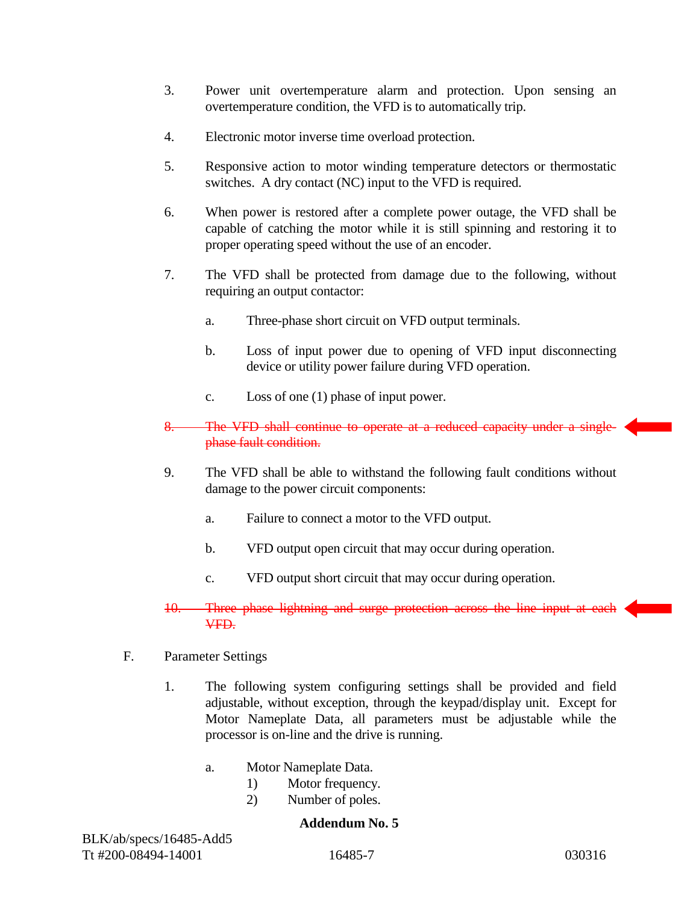3. Power unit overtemperature alarm and protection. Upon sensing an overtemperature condition, the VFD is to automatically trip.

4. Electronic motor inverse time overload protection.

5. Responsive action to motor winding temperature detectors or thermostatic switches. A dry contact (NC) input to the VFD is required.

6. When power is restored after a complete power outage, the VFD shall be capable of catching the motor while it is still spinning and restoring it to proper operating speed without the use of an encoder.

7. The VFD shall be protected from damage due to the following, without requiring an output contactor:

   a. Three-phase short circuit on VFD output terminals.

   b. Loss of input power due to opening of VFD input disconnecting device or utility power failure during VFD operation.

   c. Loss of one (1) phase of input power.

~~8. The VFD shall continue to operate at a reduced capacity under a single-phase fault condition.~~

9. The VFD shall be able to withstand the following fault conditions without damage to the power circuit components:

   a. Failure to connect a motor to the VFD output.

   b. VFD output open circuit that may occur during operation.

   c. VFD output short circuit that may occur during operation.

~~10. Three phase lightning and surge protection across the line input at each VFD.~~

F. Parameter Settings

1. The following system configuring settings shall be provided and field adjustable, without exception, through the keypad/display unit. Except for Motor Nameplate Data, all parameters must be adjustable while the processor is on-line and the drive is running.

   a. Motor Nameplate Data.
      1) Motor frequency.
      2) Number of poles.

**Addendum No. 5**

BLK/ab/specs/16485-Add5
Tt #200-08494-14001 16485-7 030316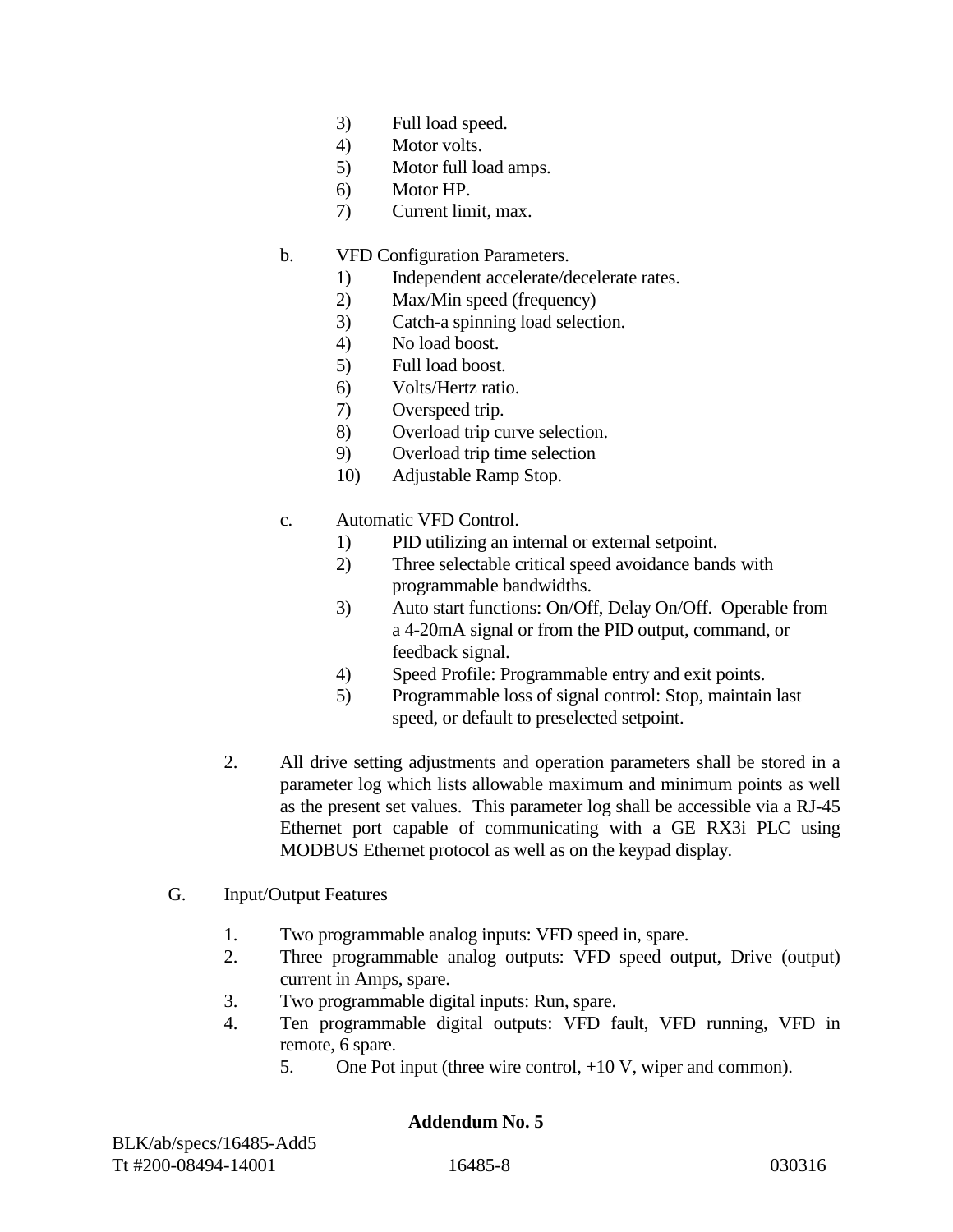3) Full load speed.
4) Motor volts.
5) Motor full load amps.
6) Motor HP.
7) Current limit, max.

b. VFD Configuration Parameters.
   1) Independent accelerate/decelerate rates.
   2) Max/Min speed (frequency)
   3) Catch-a spinning load selection.
   4) No load boost.
   5) Full load boost.
   6) Volts/Hertz ratio.
   7) Overspeed trip.
   8) Overload trip curve selection.
   9) Overload trip time selection
   10) Adjustable Ramp Stop.

c. Automatic VFD Control.
   1) PID utilizing an internal or external setpoint.
   2) Three selectable critical speed avoidance bands with programmable bandwidths.
   3) Auto start functions: On/Off, Delay On/Off. Operable from a 4-20mA signal or from the PID output, command, or feedback signal.
   4) Speed Profile: Programmable entry and exit points.
   5) Programmable loss of signal control: Stop, maintain last speed, or default to preselected setpoint.

2. All drive setting adjustments and operation parameters shall be stored in a parameter log which lists allowable maximum and minimum points as well as the present set values. This parameter log shall be accessible via a RJ-45 Ethernet port capable of communicating with a GE RX3i PLC using MODBUS Ethernet protocol as well as on the keypad display.

G. Input/Output Features

1. Two programmable analog inputs: VFD speed in, spare.
2. Three programmable analog outputs: VFD speed output, Drive (output) current in Amps, spare.
3. Two programmable digital inputs: Run, spare.
4. Ten programmable digital outputs: VFD fault, VFD running, VFD in remote, 6 spare.
5. One Pot input (three wire control, +10 V, wiper and common).

**Addendum No. 5**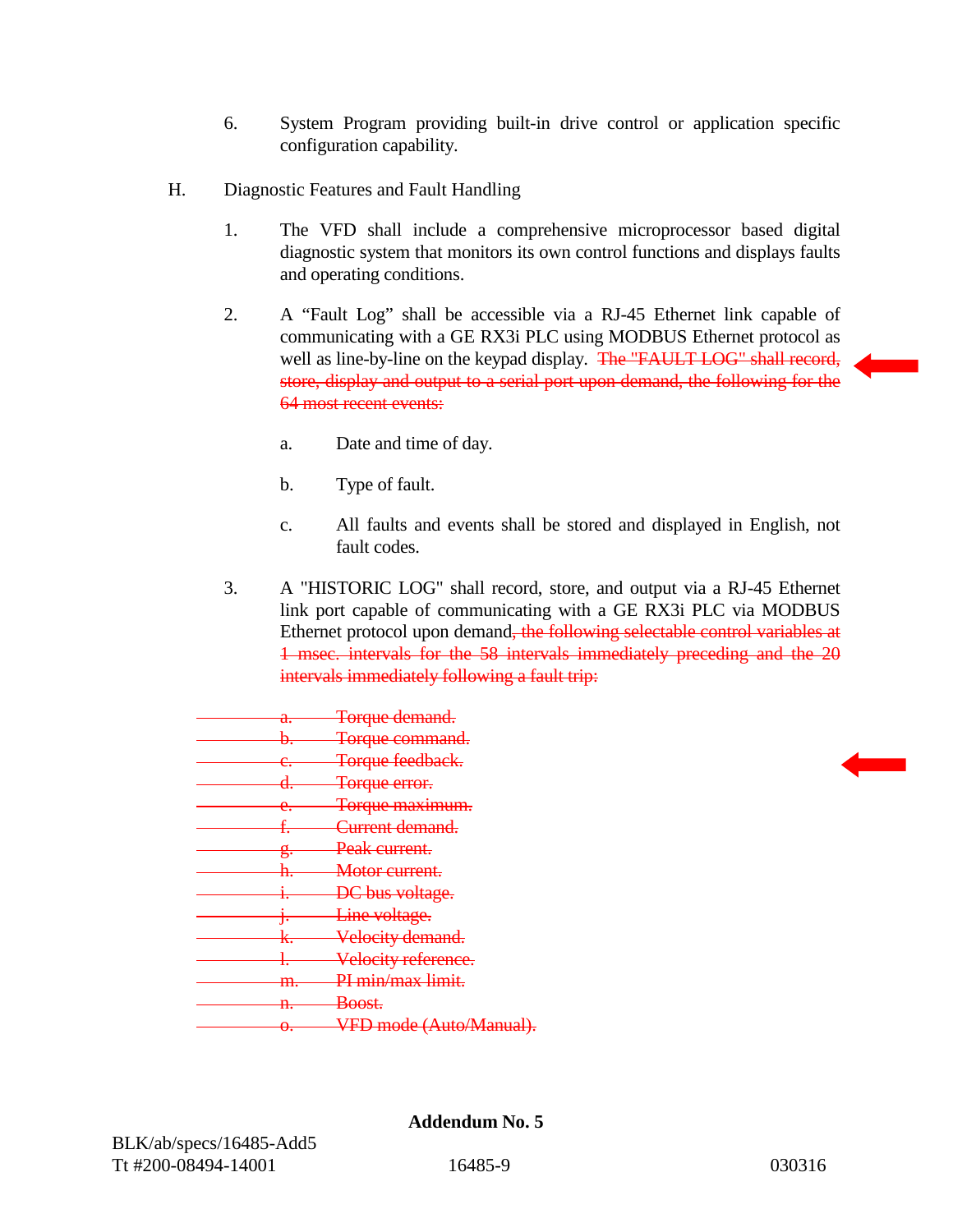6. System Program providing built-in drive control or application specific configuration capability.

H. Diagnostic Features and Fault Handling

1. The VFD shall include a comprehensive microprocessor based digital diagnostic system that monitors its own control functions and displays faults and operating conditions.

2. A “Fault Log” shall be accessible via a RJ-45 Ethernet link capable of communicating with a GE RX3i PLC using MODBUS Ethernet protocol as well as line-by-line on the keypad display. ~~The "FAULT LOG" shall record, store, display and output to a serial port upon demand, the following for the 64 most recent events:~~

    a. Date and time of day.

    b. Type of fault.

    c. All faults and events shall be stored and displayed in English, not fault codes.

3. A "HISTORIC LOG" shall record, store, and output via a RJ-45 Ethernet link port capable of communicating with a GE RX3i PLC via MODBUS Ethernet protocol upon demand~~, the following selectable control variables at 1 msec. intervals for the 58 intervals immediately preceding and the 20 intervals immediately following a fault trip:~~

    ~~a. Torque demand.~~
    ~~b. Torque command.~~
    ~~c. Torque feedback.~~
    ~~d. Torque error.~~
    ~~e. Torque maximum.~~
    ~~f. Current demand.~~
    ~~g. Peak current.~~
    ~~h. Motor current.~~
    ~~i. DC bus voltage.~~
    ~~j. Line voltage.~~
    ~~k. Velocity demand.~~
    ~~l. Velocity reference.~~
    ~~m. PI min/max limit.~~
    ~~n. Boost.~~
    ~~o. VFD mode (Auto/Manual).~~

**Addendum No. 5**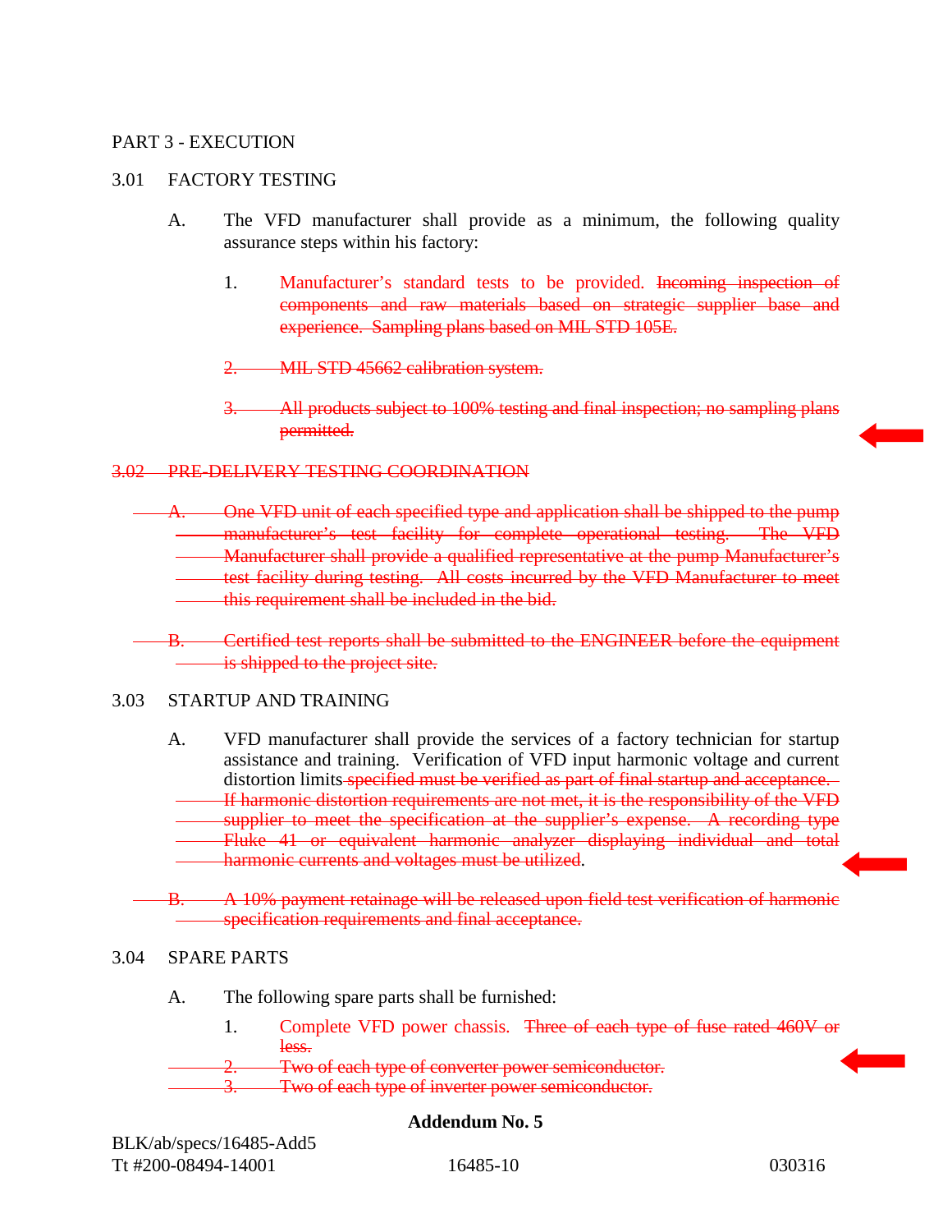PART 3 - EXECUTION

3.01 FACTORY TESTING

A. The VFD manufacturer shall provide as a minimum, the following quality assurance steps within his factory:

1. Manufacturer's standard tests to be provided. ~~Incoming inspection of components and raw materials based on strategic supplier base and experience. Sampling plans based on MIL STD 105E.~~

~~2. MIL STD 45662 calibration system.~~

~~3. All products subject to 100% testing and final inspection; no sampling plans permitted.~~

~~3.02 PRE-DELIVERY TESTING COORDINATION~~

~~A. One VFD unit of each specified type and application shall be shipped to the pump manufacturer's test facility for complete operational testing. The VFD Manufacturer shall provide a qualified representative at the pump Manufacturer's test facility during testing. All costs incurred by the VFD Manufacturer to meet this requirement shall be included in the bid.~~

~~B. Certified test reports shall be submitted to the ENGINEER before the equipment is shipped to the project site.~~

3.03 STARTUP AND TRAINING

A. VFD manufacturer shall provide the services of a factory technician for startup assistance and training. Verification of VFD input harmonic voltage and current distortion limits ~~specified must be verified as part of final startup and acceptance. If harmonic distortion requirements are not met, it is the responsibility of the VFD supplier to meet the specification at the supplier's expense. A recording type Fluke 41 or equivalent harmonic analyzer displaying individual and total harmonic currents and voltages must be utilized~~.

~~B. A 10% payment retainage will be released upon field test verification of harmonic specification requirements and final acceptance.~~

3.04 SPARE PARTS

A. The following spare parts shall be furnished:

1. Complete VFD power chassis. ~~Three of each type of fuse rated 460V or less.~~

~~2. Two of each type of converter power semiconductor.~~

~~3. Two of each type of inverter power semiconductor.~~

**Addendum No. 5**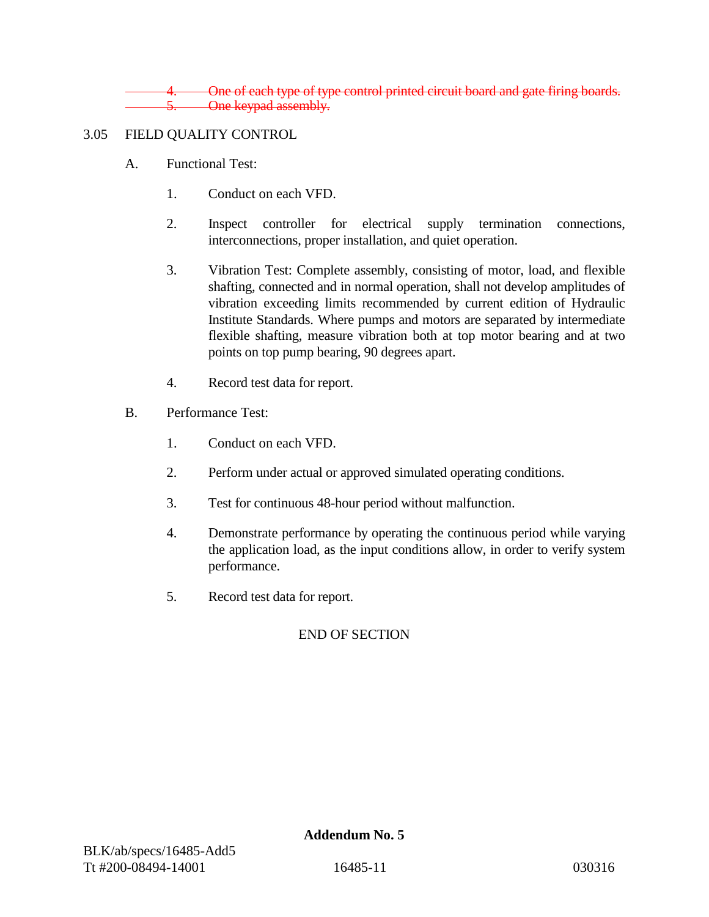~~4. One of each type of type control printed circuit board and gate firing boards.~~
~~5. One keypad assembly.~~

3.05 FIELD QUALITY CONTROL

A. Functional Test:

1. Conduct on each VFD.

2. Inspect controller for electrical supply termination connections, interconnections, proper installation, and quiet operation.

3. Vibration Test: Complete assembly, consisting of motor, load, and flexible shafting, connected and in normal operation, shall not develop amplitudes of vibration exceeding limits recommended by current edition of Hydraulic Institute Standards. Where pumps and motors are separated by intermediate flexible shafting, measure vibration both at top motor bearing and at two points on top pump bearing, 90 degrees apart.

4. Record test data for report.

B. Performance Test:

1. Conduct on each VFD.

2. Perform under actual or approved simulated operating conditions.

3. Test for continuous 48-hour period without malfunction.

4. Demonstrate performance by operating the continuous period while varying the application load, as the input conditions allow, in order to verify system performance.

5. Record test data for report.

END OF SECTION